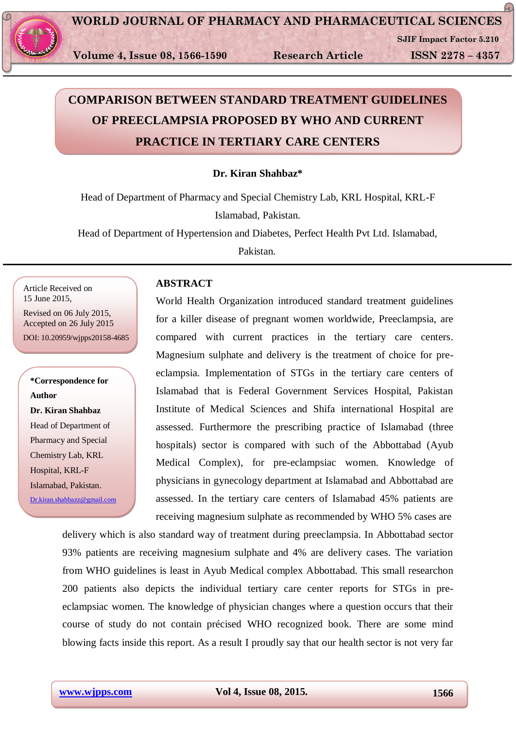# COMPARISON BETWEEN STANDARD TREATMENT GUIDELINES OF PREECLAMPSIA PROPOSED BY WHO AND CURRENT PRACTICE IN TERTIARY CARE CENTERS

**Dr. Kiran Shahbaz***

Head of Department of Pharmacy and Special Chemistry Lab, KRL Hospital, KRL-F Islamabad, Pakistan.

Head of Department of Hypertension and Diabetes, Perfect Health Pvt Ltd. Islamabad, Pakistan.

Article Received on 15 June 2015,
Revised on 06 July 2015,
Accepted on 26 July 2015
DOI: 10.20959/wjpps20158-4685

**\*Correspondence for Author**
**Dr. Kiran Shahbaz**
Head of Department of Pharmacy and Special Chemistry Lab, KRL Hospital, KRL-F Islamabad, Pakistan.
Dr.kiran.shahbazz@gmail.com

## ABSTRACT

World Health Organization introduced standard treatment guidelines for a killer disease of pregnant women worldwide, Preeclampsia, are compared with current practices in the tertiary care centers. Magnesium sulphate and delivery is the treatment of choice for pre-eclampsia. Implementation of STGs in the tertiary care centers of Islamabad that is Federal Government Services Hospital, Pakistan Institute of Medical Sciences and Shifa international Hospital are assessed. Furthermore the prescribing practice of Islamabad (three hospitals) sector is compared with such of the Abbottabad (Ayub Medical Complex), for pre-eclampsiac women. Knowledge of physicians in gynecology department at Islamabad and Abbottabad are assessed. In the tertiary care centers of Islamabad 45% patients are receiving magnesium sulphate as recommended by WHO 5% cases are delivery which is also standard way of treatment during preeclampsia. In Abbottabad sector 93% patients are receiving magnesium sulphate and 4% are delivery cases. The variation from WHO guidelines is least in Ayub Medical complex Abbottabad. This small researchon 200 patients also depicts the individual tertiary care center reports for STGs in pre-eclampsiac women. The knowledge of physician changes where a question occurs that their course of study do not contain précised WHO recognized book. There are some mind blowing facts inside this report. As a result I proudly say that our health sector is not very far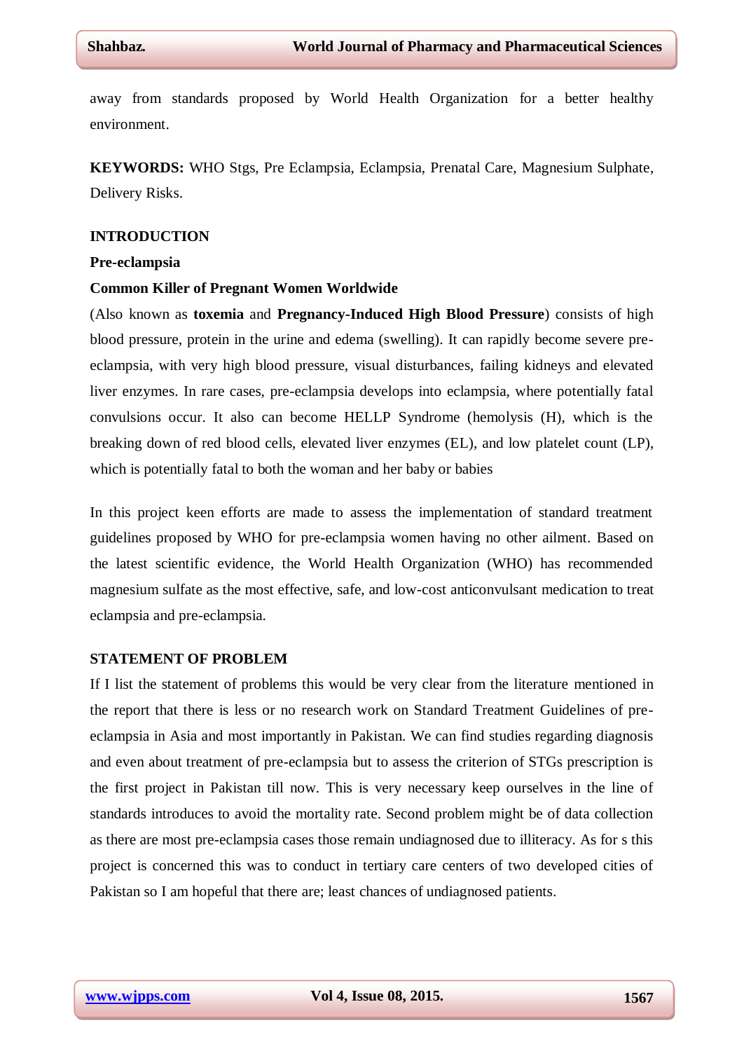away from standards proposed by World Health Organization for a better healthy environment.

**KEYWORDS:** WHO Stgs, Pre Eclampsia, Eclampsia, Prenatal Care, Magnesium Sulphate, Delivery Risks.

## INTRODUCTION

### Pre-eclampsia

### Common Killer of Pregnant Women Worldwide

(Also known as **toxemia** and **Pregnancy-Induced High Blood Pressure**) consists of high blood pressure, protein in the urine and edema (swelling). It can rapidly become severe pre-eclampsia, with very high blood pressure, visual disturbances, failing kidneys and elevated liver enzymes. In rare cases, pre-eclampsia develops into eclampsia, where potentially fatal convulsions occur. It also can become HELLP Syndrome (hemolysis (H), which is the breaking down of red blood cells, elevated liver enzymes (EL), and low platelet count (LP), which is potentially fatal to both the woman and her baby or babies

In this project keen efforts are made to assess the implementation of standard treatment guidelines proposed by WHO for pre-eclampsia women having no other ailment. Based on the latest scientific evidence, the World Health Organization (WHO) has recommended magnesium sulfate as the most effective, safe, and low-cost anticonvulsant medication to treat eclampsia and pre-eclampsia.

## STATEMENT OF PROBLEM

If I list the statement of problems this would be very clear from the literature mentioned in the report that there is less or no research work on Standard Treatment Guidelines of pre-eclampsia in Asia and most importantly in Pakistan. We can find studies regarding diagnosis and even about treatment of pre-eclampsia but to assess the criterion of STGs prescription is the first project in Pakistan till now. This is very necessary keep ourselves in the line of standards introduces to avoid the mortality rate. Second problem might be of data collection as there are most pre-eclampsia cases those remain undiagnosed due to illiteracy. As for s this project is concerned this was to conduct in tertiary care centers of two developed cities of Pakistan so I am hopeful that there are; least chances of undiagnosed patients.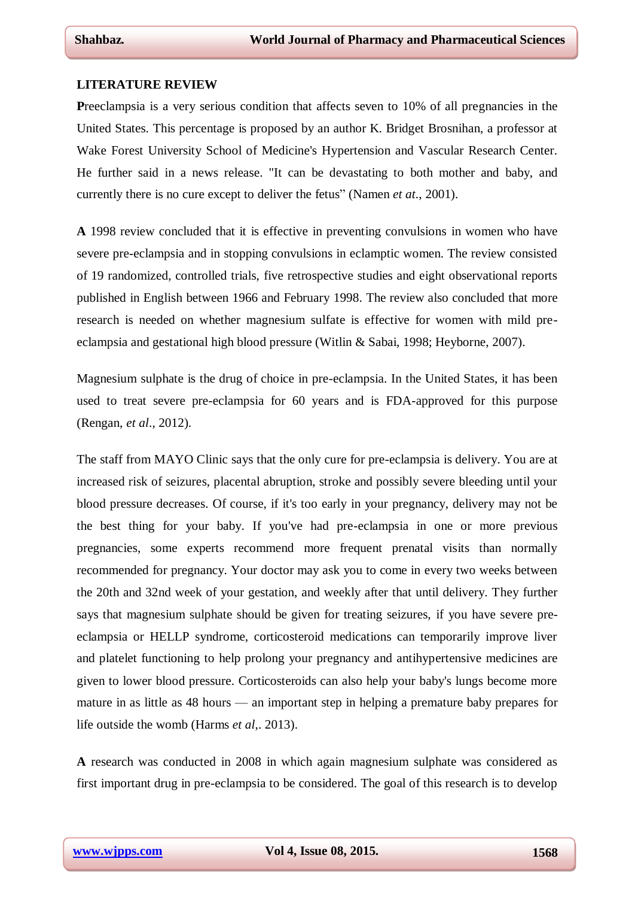## LITERATURE REVIEW

**P**reeclampsia is a very serious condition that affects seven to 10% of all pregnancies in the United States. This percentage is proposed by an author K. Bridget Brosnihan, a professor at Wake Forest University School of Medicine's Hypertension and Vascular Research Center. He further said in a news release. "It can be devastating to both mother and baby, and currently there is no cure except to deliver the fetus" (Namen *et at*., 2001).

**A** 1998 review concluded that it is effective in preventing convulsions in women who have severe pre-eclampsia and in stopping convulsions in eclamptic women. The review consisted of 19 randomized, controlled trials, five retrospective studies and eight observational reports published in English between 1966 and February 1998. The review also concluded that more research is needed on whether magnesium sulfate is effective for women with mild pre-eclampsia and gestational high blood pressure (Witlin & Sabai, 1998; Heyborne, 2007).

Magnesium sulphate is the drug of choice in pre-eclampsia. In the United States, it has been used to treat severe pre-eclampsia for 60 years and is FDA-approved for this purpose (Rengan, *et al*., 2012).

The staff from MAYO Clinic says that the only cure for pre-eclampsia is delivery. You are at increased risk of seizures, placental abruption, stroke and possibly severe bleeding until your blood pressure decreases. Of course, if it's too early in your pregnancy, delivery may not be the best thing for your baby. If you've had pre-eclampsia in one or more previous pregnancies, some experts recommend more frequent prenatal visits than normally recommended for pregnancy. Your doctor may ask you to come in every two weeks between the 20th and 32nd week of your gestation, and weekly after that until delivery. They further says that magnesium sulphate should be given for treating seizures, if you have severe pre-eclampsia or HELLP syndrome, corticosteroid medications can temporarily improve liver and platelet functioning to help prolong your pregnancy and antihypertensive medicines are given to lower blood pressure. Corticosteroids can also help your baby's lungs become more mature in as little as 48 hours — an important step in helping a premature baby prepares for life outside the womb (Harms *et al*,. 2013).

**A** research was conducted in 2008 in which again magnesium sulphate was considered as first important drug in pre-eclampsia to be considered. The goal of this research is to develop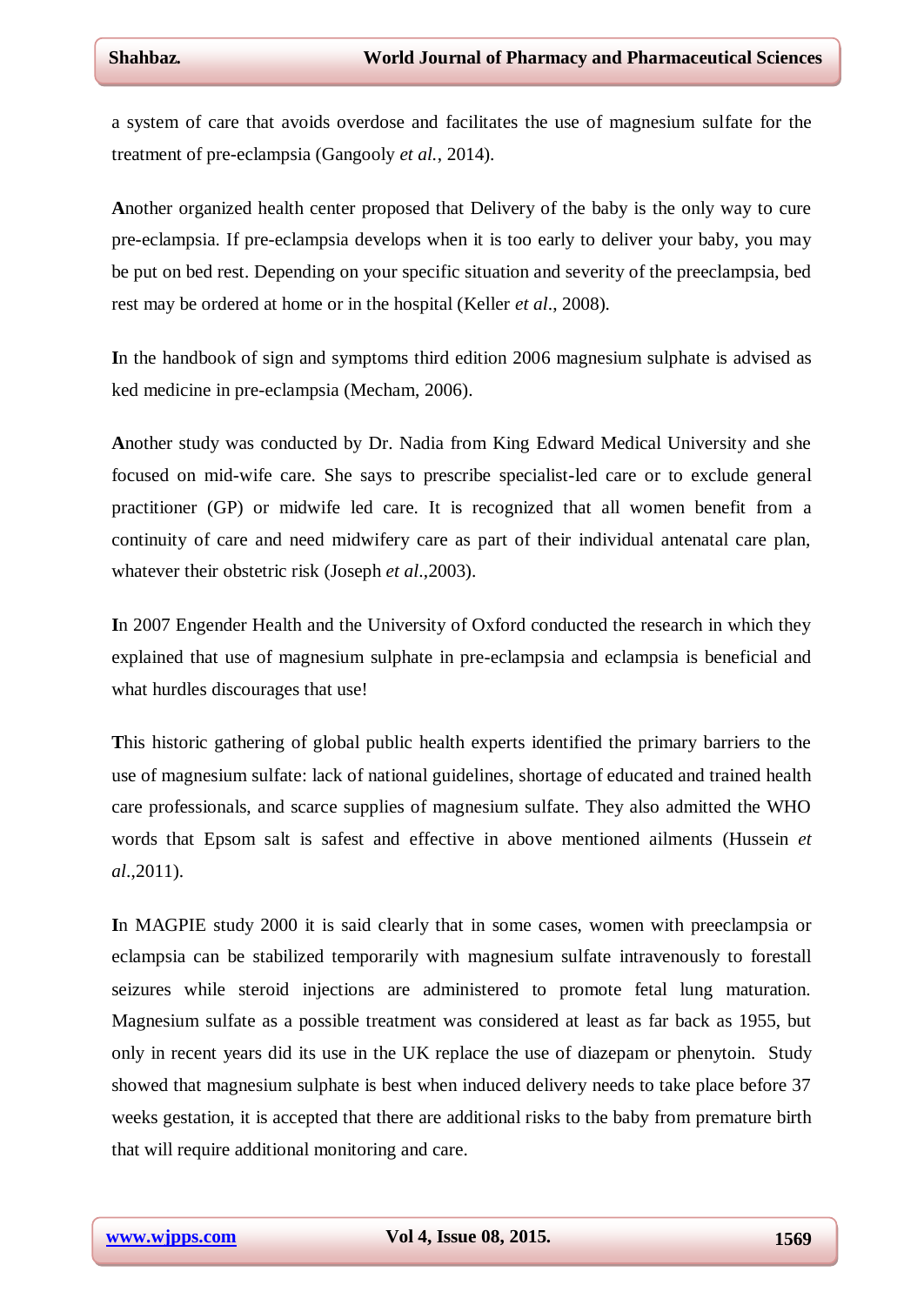a system of care that avoids overdose and facilitates the use of magnesium sulfate for the treatment of pre-eclampsia (Gangooly *et al.*, 2014).

**A**nother organized health center proposed that Delivery of the baby is the only way to cure pre-eclampsia. If pre-eclampsia develops when it is too early to deliver your baby, you may be put on bed rest. Depending on your specific situation and severity of the preeclampsia, bed rest may be ordered at home or in the hospital (Keller *et al*., 2008).

**I**n the handbook of sign and symptoms third edition 2006 magnesium sulphate is advised as ked medicine in pre-eclampsia (Mecham, 2006).

**A**nother study was conducted by Dr. Nadia from King Edward Medical University and she focused on mid-wife care. She says to prescribe specialist-led care or to exclude general practitioner (GP) or midwife led care. It is recognized that all women benefit from a continuity of care and need midwifery care as part of their individual antenatal care plan, whatever their obstetric risk (Joseph *et al*.,2003).

**I**n 2007 Engender Health and the University of Oxford conducted the research in which they explained that use of magnesium sulphate in pre-eclampsia and eclampsia is beneficial and what hurdles discourages that use!

**T**his historic gathering of global public health experts identified the primary barriers to the use of magnesium sulfate: lack of national guidelines, shortage of educated and trained health care professionals, and scarce supplies of magnesium sulfate. They also admitted the WHO words that Epsom salt is safest and effective in above mentioned ailments (Hussein *et al*.,2011).

**I**n MAGPIE study 2000 it is said clearly that in some cases, women with preeclampsia or eclampsia can be stabilized temporarily with magnesium sulfate intravenously to forestall seizures while steroid injections are administered to promote fetal lung maturation. Magnesium sulfate as a possible treatment was considered at least as far back as 1955, but only in recent years did its use in the UK replace the use of diazepam or phenytoin. Study showed that magnesium sulphate is best when induced delivery needs to take place before 37 weeks gestation, it is accepted that there are additional risks to the baby from premature birth that will require additional monitoring and care.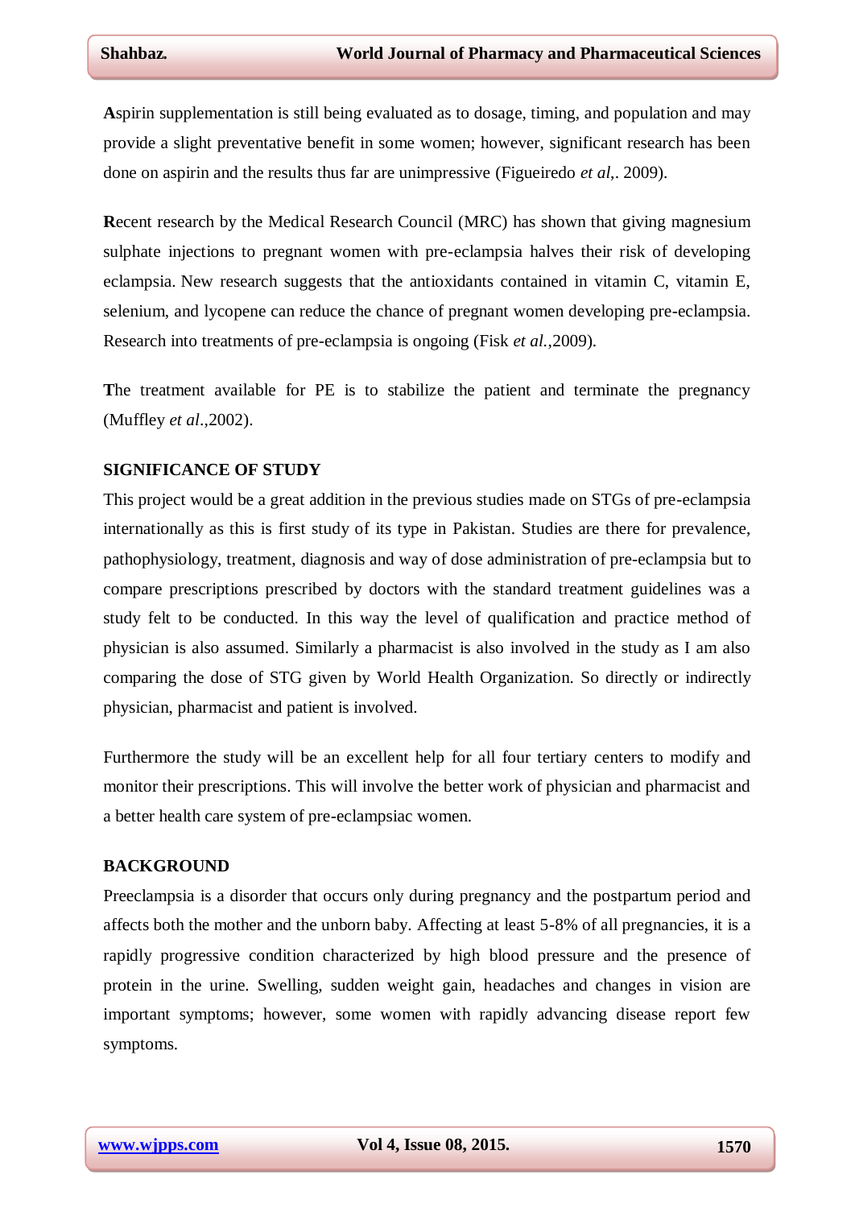**A**spirin supplementation is still being evaluated as to dosage, timing, and population and may provide a slight preventative benefit in some women; however, significant research has been done on aspirin and the results thus far are unimpressive (Figueiredo *et al*,. 2009).

**R**ecent research by the Medical Research Council (MRC) has shown that giving magnesium sulphate injections to pregnant women with pre-eclampsia halves their risk of developing eclampsia. New research suggests that the antioxidants contained in vitamin C, vitamin E, selenium, and lycopene can reduce the chance of pregnant women developing pre-eclampsia. Research into treatments of pre-eclampsia is ongoing (Fisk *et al.*,2009).

**T**he treatment available for PE is to stabilize the patient and terminate the pregnancy (Muffley *et al*.,2002).

## SIGNIFICANCE OF STUDY

This project would be a great addition in the previous studies made on STGs of pre-eclampsia internationally as this is first study of its type in Pakistan. Studies are there for prevalence, pathophysiology, treatment, diagnosis and way of dose administration of pre-eclampsia but to compare prescriptions prescribed by doctors with the standard treatment guidelines was a study felt to be conducted. In this way the level of qualification and practice method of physician is also assumed. Similarly a pharmacist is also involved in the study as I am also comparing the dose of STG given by World Health Organization. So directly or indirectly physician, pharmacist and patient is involved.

Furthermore the study will be an excellent help for all four tertiary centers to modify and monitor their prescriptions. This will involve the better work of physician and pharmacist and a better health care system of pre-eclampsiac women.

## BACKGROUND

Preeclampsia is a disorder that occurs only during pregnancy and the postpartum period and affects both the mother and the unborn baby. Affecting at least 5-8% of all pregnancies, it is a rapidly progressive condition characterized by high blood pressure and the presence of protein in the urine. Swelling, sudden weight gain, headaches and changes in vision are important symptoms; however, some women with rapidly advancing disease report few symptoms.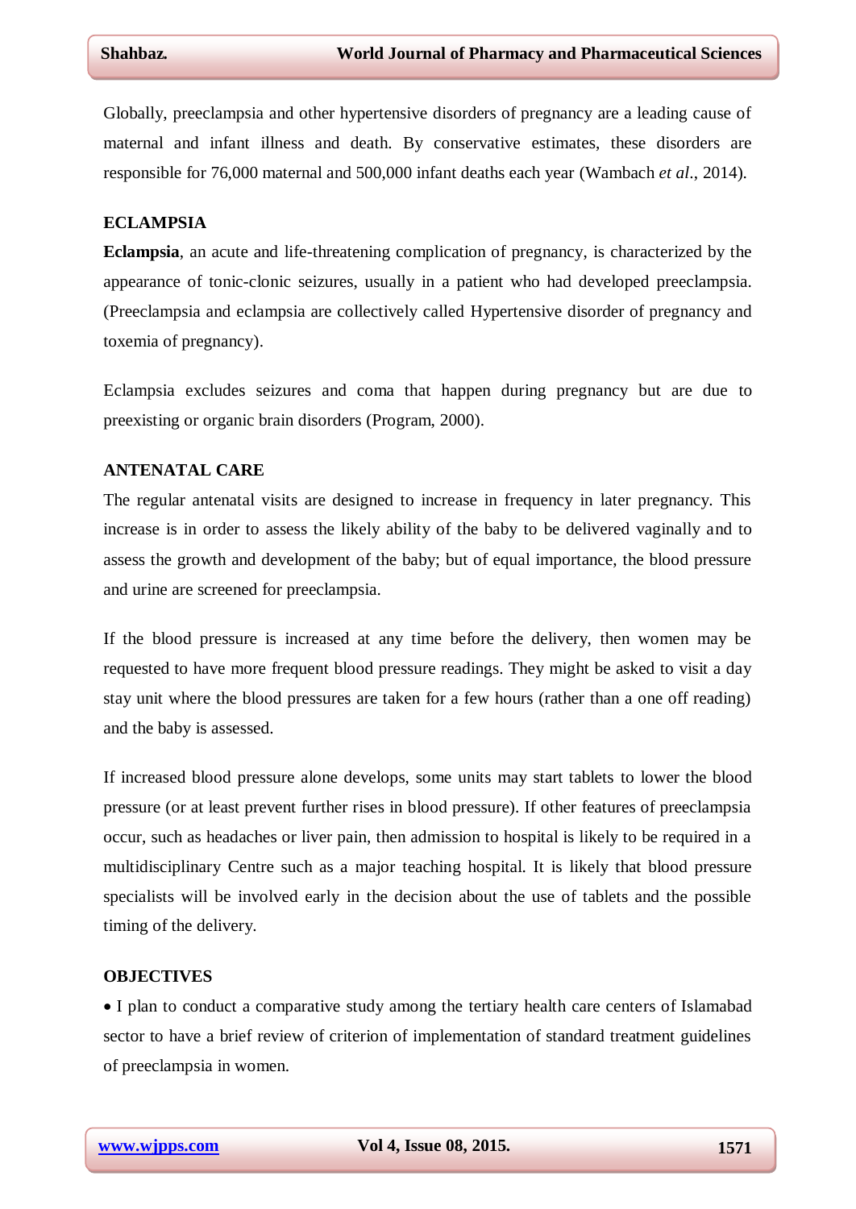Globally, preeclampsia and other hypertensive disorders of pregnancy are a leading cause of maternal and infant illness and death. By conservative estimates, these disorders are responsible for 76,000 maternal and 500,000 infant deaths each year (Wambach *et al*., 2014).

## ECLAMPSIA

**Eclampsia**, an acute and life-threatening complication of pregnancy, is characterized by the appearance of tonic-clonic seizures, usually in a patient who had developed preeclampsia. (Preeclampsia and eclampsia are collectively called Hypertensive disorder of pregnancy and toxemia of pregnancy).

Eclampsia excludes seizures and coma that happen during pregnancy but are due to preexisting or organic brain disorders (Program, 2000).

## ANTENATAL CARE

The regular antenatal visits are designed to increase in frequency in later pregnancy. This increase is in order to assess the likely ability of the baby to be delivered vaginally and to assess the growth and development of the baby; but of equal importance, the blood pressure and urine are screened for preeclampsia.

If the blood pressure is increased at any time before the delivery, then women may be requested to have more frequent blood pressure readings. They might be asked to visit a day stay unit where the blood pressures are taken for a few hours (rather than a one off reading) and the baby is assessed.

If increased blood pressure alone develops, some units may start tablets to lower the blood pressure (or at least prevent further rises in blood pressure). If other features of preeclampsia occur, such as headaches or liver pain, then admission to hospital is likely to be required in a multidisciplinary Centre such as a major teaching hospital. It is likely that blood pressure specialists will be involved early in the decision about the use of tablets and the possible timing of the delivery.

## OBJECTIVES

- I plan to conduct a comparative study among the tertiary health care centers of Islamabad sector to have a brief review of criterion of implementation of standard treatment guidelines of preeclampsia in women.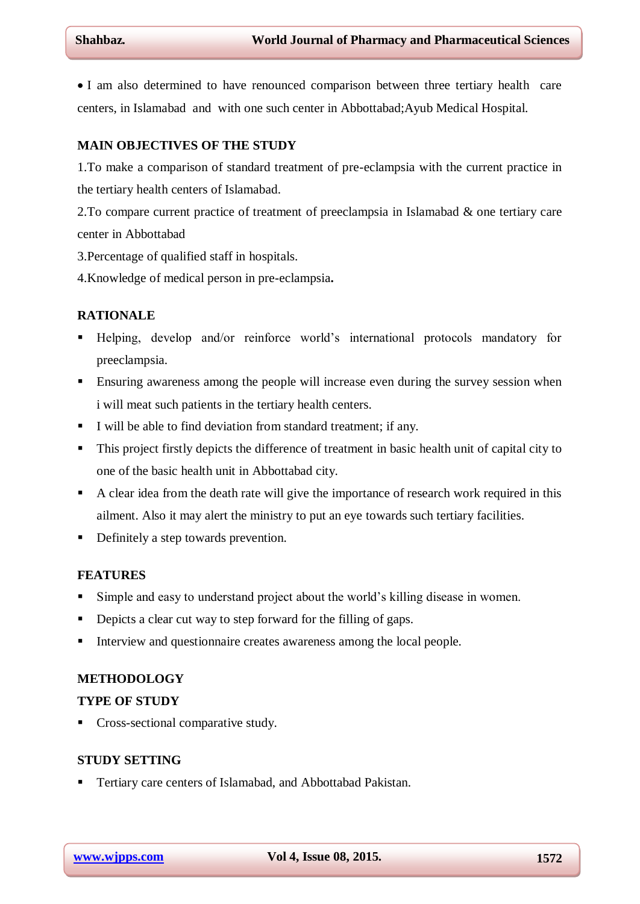• I am also determined to have renounced comparison between three tertiary health care centers, in Islamabad and with one such center in Abbottabad;Ayub Medical Hospital.

## MAIN OBJECTIVES OF THE STUDY

1.To make a comparison of standard treatment of pre-eclampsia with the current practice in the tertiary health centers of Islamabad.

2.To compare current practice of treatment of preeclampsia in Islamabad & one tertiary care center in Abbottabad

3.Percentage of qualified staff in hospitals.

4.Knowledge of medical person in pre-eclampsia**.**

## RATIONALE

- Helping, develop and/or reinforce world's international protocols mandatory for preeclampsia.
- Ensuring awareness among the people will increase even during the survey session when i will meat such patients in the tertiary health centers.
- I will be able to find deviation from standard treatment; if any.
- This project firstly depicts the difference of treatment in basic health unit of capital city to one of the basic health unit in Abbottabad city.
- A clear idea from the death rate will give the importance of research work required in this ailment. Also it may alert the ministry to put an eye towards such tertiary facilities.
- Definitely a step towards prevention.

## FEATURES

- Simple and easy to understand project about the world's killing disease in women.
- Depicts a clear cut way to step forward for the filling of gaps.
- Interview and questionnaire creates awareness among the local people.

## METHODOLOGY

### TYPE OF STUDY

- Cross-sectional comparative study.

### STUDY SETTING

- Tertiary care centers of Islamabad, and Abbottabad Pakistan.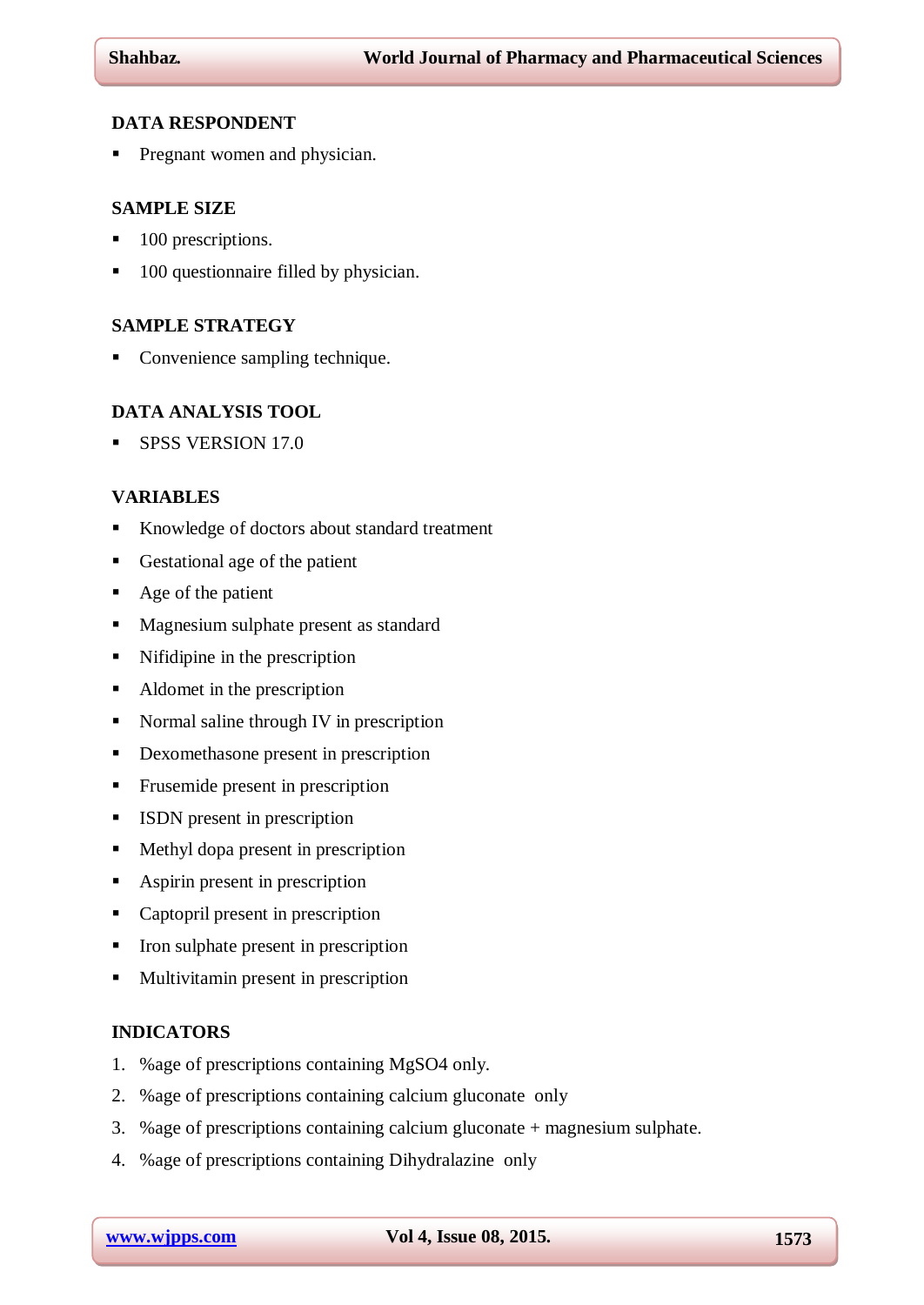## DATA RESPONDENT

- Pregnant women and physician.

## SAMPLE SIZE

- 100 prescriptions.
- 100 questionnaire filled by physician.

## SAMPLE STRATEGY

- Convenience sampling technique.

## DATA ANALYSIS TOOL

- SPSS VERSION 17.0

## VARIABLES

- Knowledge of doctors about standard treatment
- Gestational age of the patient
- Age of the patient
- Magnesium sulphate present as standard
- Nifidipine in the prescription
- Aldomet in the prescription
- Normal saline through IV in prescription
- Dexomethasone present in prescription
- Frusemide present in prescription
- ISDN present in prescription
- Methyl dopa present in prescription
- Aspirin present in prescription
- Captopril present in prescription
- Iron sulphate present in prescription
- Multivitamin present in prescription

## INDICATORS

1. %age of prescriptions containing $MgSO_4$ only.
2. %age of prescriptions containing calcium gluconate only
3. %age of prescriptions containing calcium gluconate + magnesium sulphate.
4. %age of prescriptions containing Dihydralazine only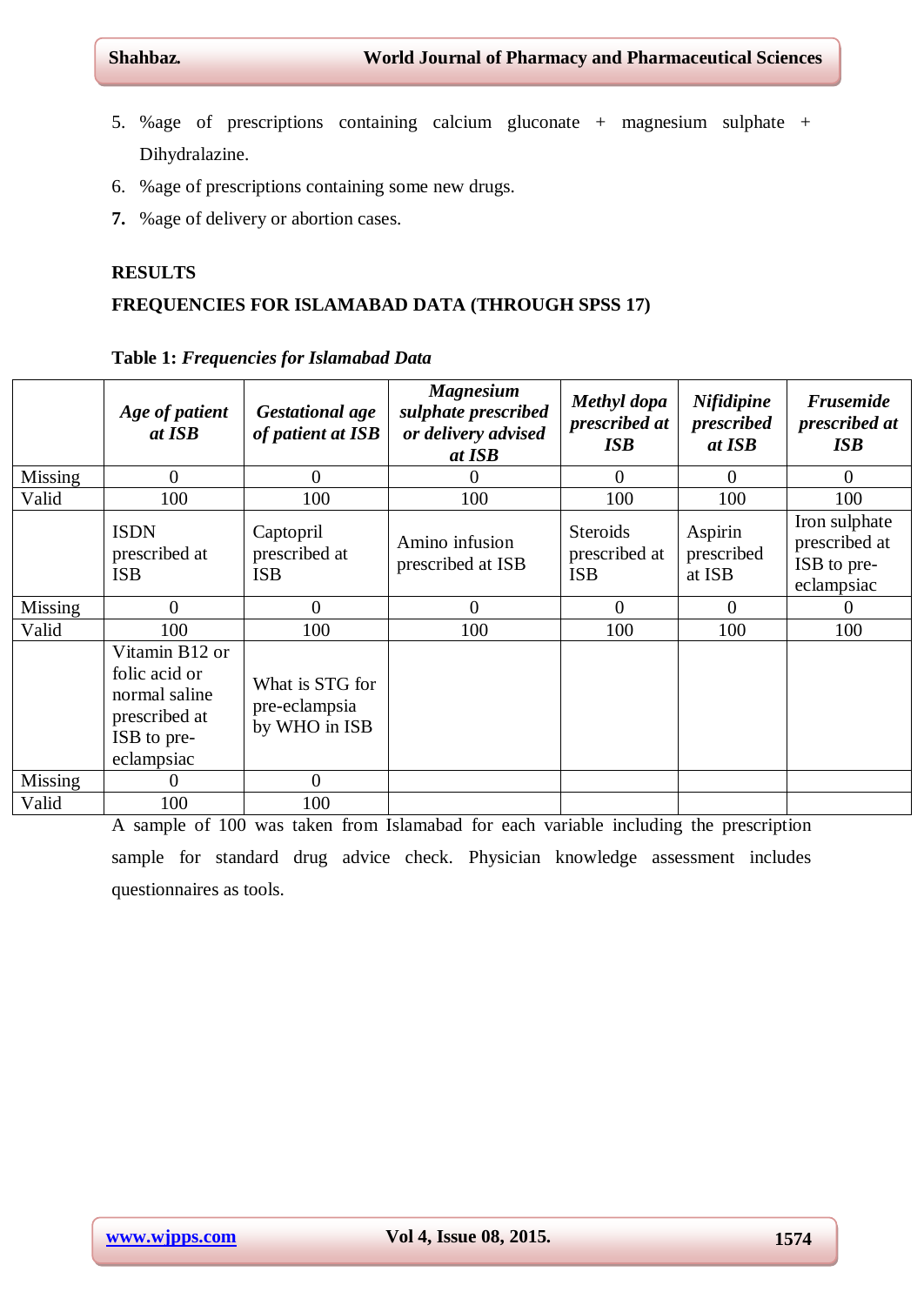5. %age of prescriptions containing calcium gluconate + magnesium sulphate + Dihydralazine.
6. %age of prescriptions containing some new drugs.
7. %age of delivery or abortion cases.

## RESULTS

## FREQUENCIES FOR ISLAMABAD DATA (THROUGH SPSS 17)

**Table 1:** ***Frequencies for Islamabad Data***

| | *Age of patient at ISB* | *Gestational age of patient at ISB* | *Magnesium sulphate prescribed or delivery advised at ISB* | *Methyl dopa prescribed at ISB* | *Nifidipine prescribed at ISB* | *Frusemide prescribed at ISB* |
|---|---|---|---|---|---|---|
| Missing | 0 | 0 | 0 | 0 | 0 | 0 |
| Valid | 100 | 100 | 100 | 100 | 100 | 100 |
| | ISDN prescribed at ISB | Captopril prescribed at ISB | Amino infusion prescribed at ISB | Steroids prescribed at ISB | Aspirin prescribed at ISB | Iron sulphate prescribed at ISB to pre-eclampsiac |
| Missing | 0 | 0 | 0 | 0 | 0 | 0 |
| Valid | 100 | 100 | 100 | 100 | 100 | 100 |
| | Vitamin B12 or folic acid or normal saline prescribed at ISB to pre-eclampsiac | What is STG for pre-eclampsia by WHO in ISB | | | | |
| Missing | 0 | 0 | | | | |
| Valid | 100 | 100 | | | | |

A sample of 100 was taken from Islamabad for each variable including the prescription sample for standard drug advice check. Physician knowledge assessment includes questionnaires as tools.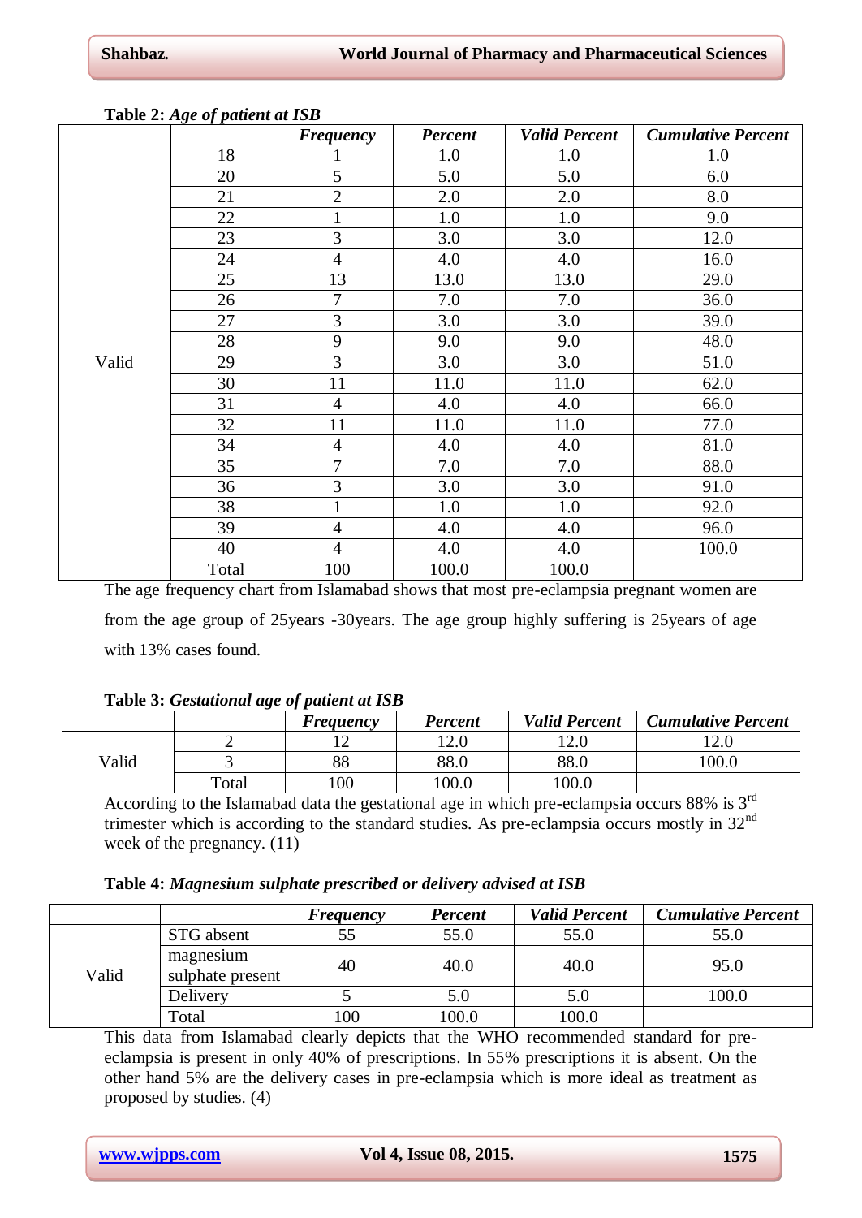**Table 2:** ***Age of patient at ISB***

| | | *Frequency* | *Percent* | *Valid Percent* | *Cumulative Percent* |
|---|---|---|---|---|---|
| Valid | 18 | 1 | 1.0 | 1.0 | 1.0 |
| | 20 | 5 | 5.0 | 5.0 | 6.0 |
| | 21 | 2 | 2.0 | 2.0 | 8.0 |
| | 22 | 1 | 1.0 | 1.0 | 9.0 |
| | 23 | 3 | 3.0 | 3.0 | 12.0 |
| | 24 | 4 | 4.0 | 4.0 | 16.0 |
| | 25 | 13 | 13.0 | 13.0 | 29.0 |
| | 26 | 7 | 7.0 | 7.0 | 36.0 |
| | 27 | 3 | 3.0 | 3.0 | 39.0 |
| | 28 | 9 | 9.0 | 9.0 | 48.0 |
| | 29 | 3 | 3.0 | 3.0 | 51.0 |
| | 30 | 11 | 11.0 | 11.0 | 62.0 |
| | 31 | 4 | 4.0 | 4.0 | 66.0 |
| | 32 | 11 | 11.0 | 11.0 | 77.0 |
| | 34 | 4 | 4.0 | 4.0 | 81.0 |
| | 35 | 7 | 7.0 | 7.0 | 88.0 |
| | 36 | 3 | 3.0 | 3.0 | 91.0 |
| | 38 | 1 | 1.0 | 1.0 | 92.0 |
| | 39 | 4 | 4.0 | 4.0 | 96.0 |
| | 40 | 4 | 4.0 | 4.0 | 100.0 |
| | Total | 100 | 100.0 | 100.0 | |

The age frequency chart from Islamabad shows that most pre-eclampsia pregnant women are from the age group of 25years -30years. The age group highly suffering is 25years of age with 13% cases found.

**Table 3:** ***Gestational age of patient at ISB***

| | | *Frequency* | *Percent* | *Valid Percent* | *Cumulative Percent* |
|---|---|---|---|---|---|
| Valid | 2 | 12 | 12.0 | 12.0 | 12.0 |
| | 3 | 88 | 88.0 | 88.0 | 100.0 |
| | Total | 100 | 100.0 | 100.0 | |

According to the Islamabad data the gestational age in which pre-eclampsia occurs 88% is 3rd trimester which is according to the standard studies. As pre-eclampsia occurs mostly in 32nd week of the pregnancy. (11)

**Table 4:** ***Magnesium sulphate prescribed or delivery advised at ISB***

| | | *Frequency* | *Percent* | *Valid Percent* | *Cumulative Percent* |
|---|---|---|---|---|---|
| Valid | STG absent | 55 | 55.0 | 55.0 | 55.0 |
| | magnesium sulphate present | 40 | 40.0 | 40.0 | 95.0 |
| | Delivery | 5 | 5.0 | 5.0 | 100.0 |
| | Total | 100 | 100.0 | 100.0 | |

This data from Islamabad clearly depicts that the WHO recommended standard for pre-eclampsia is present in only 40% of prescriptions. In 55% prescriptions it is absent. On the other hand 5% are the delivery cases in pre-eclampsia which is more ideal as treatment as proposed by studies. (4)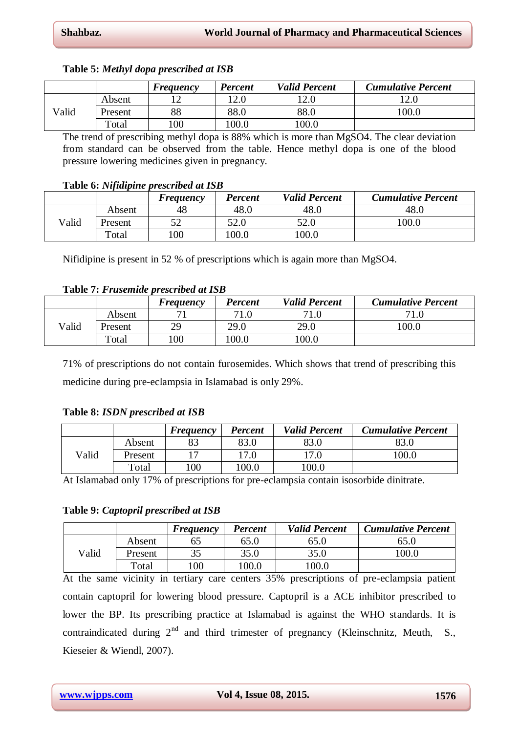**Table 5:** ***Methyl dopa prescribed at ISB***

| | | *Frequency* | *Percent* | *Valid Percent* | *Cumulative Percent* |
|---|---|---|---|---|---|
| Valid | Absent | 12 | 12.0 | 12.0 | 12.0 |
| | Present | 88 | 88.0 | 88.0 | 100.0 |
| | Total | 100 | 100.0 | 100.0 | |

The trend of prescribing methyl dopa is 88% which is more than $MgSO_4$. The clear deviation from standard can be observed from the table. Hence methyl dopa is one of the blood pressure lowering medicines given in pregnancy.

**Table 6:** ***Nifidipine prescribed at ISB***

| | | *Frequency* | *Percent* | *Valid Percent* | *Cumulative Percent* |
|---|---|---|---|---|---|
| Valid | Absent | 48 | 48.0 | 48.0 | 48.0 |
| | Present | 52 | 52.0 | 52.0 | 100.0 |
| | Total | 100 | 100.0 | 100.0 | |

Nifidipine is present in 52 % of prescriptions which is again more than $MgSO_4$.

**Table 7:** ***Frusemide prescribed at ISB***

| | | *Frequency* | *Percent* | *Valid Percent* | *Cumulative Percent* |
|---|---|---|---|---|---|
| Valid | Absent | 71 | 71.0 | 71.0 | 71.0 |
| | Present | 29 | 29.0 | 29.0 | 100.0 |
| | Total | 100 | 100.0 | 100.0 | |

71% of prescriptions do not contain furosemides. Which shows that trend of prescribing this medicine during pre-eclampsia in Islamabad is only 29%.

**Table 8:** ***ISDN prescribed at ISB***

| | | *Frequency* | *Percent* | *Valid Percent* | *Cumulative Percent* |
|---|---|---|---|---|---|
| Valid | Absent | 83 | 83.0 | 83.0 | 83.0 |
| | Present | 17 | 17.0 | 17.0 | 100.0 |
| | Total | 100 | 100.0 | 100.0 | |

At Islamabad only 17% of prescriptions for pre-eclampsia contain isosorbide dinitrate.

**Table 9:** ***Captopril prescribed at ISB***

| | | *Frequency* | *Percent* | *Valid Percent* | *Cumulative Percent* |
|---|---|---|---|---|---|
| Valid | Absent | 65 | 65.0 | 65.0 | 65.0 |
| | Present | 35 | 35.0 | 35.0 | 100.0 |
| | Total | 100 | 100.0 | 100.0 | |

At the same vicinity in tertiary care centers 35% prescriptions of pre-eclampsia patient contain captopril for lowering blood pressure. Captopril is a ACE inhibitor prescribed to lower the BP. Its prescribing practice at Islamabad is against the WHO standards. It is contraindicated during 2nd and third trimester of pregnancy (Kleinschnitz, Meuth, S., Kieseier & Wiendl, 2007).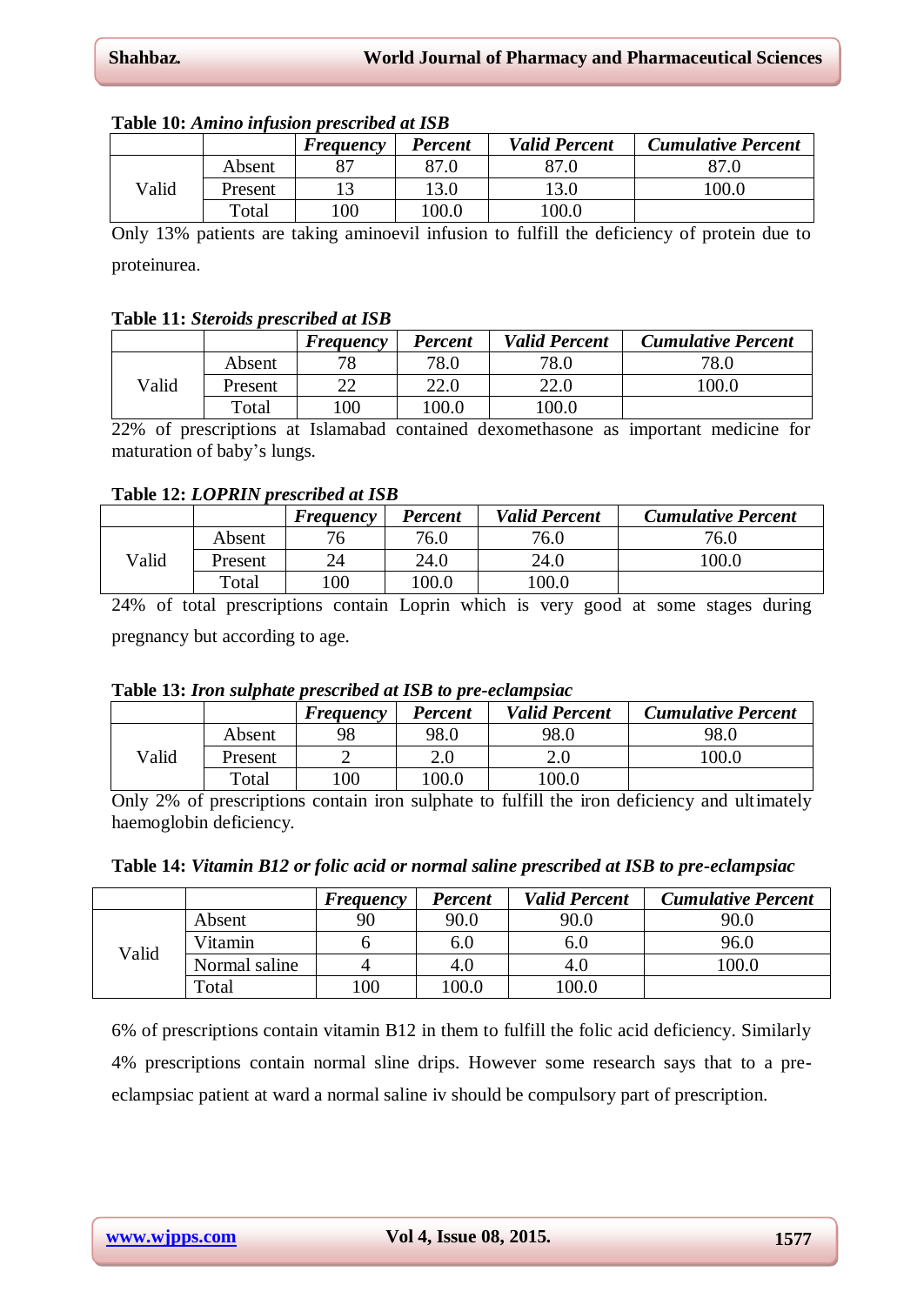**Table 10:** ***Amino infusion prescribed at ISB***

| | | *Frequency* | *Percent* | *Valid Percent* | *Cumulative Percent* |
|---|---|---|---|---|---|
| Valid | Absent | 87 | 87.0 | 87.0 | 87.0 |
| | Present | 13 | 13.0 | 13.0 | 100.0 |
| | Total | 100 | 100.0 | 100.0 | |

Only 13% patients are taking aminoevil infusion to fulfill the deficiency of protein due to proteinurea.

**Table 11:** ***Steroids prescribed at ISB***

| | | *Frequency* | *Percent* | *Valid Percent* | *Cumulative Percent* |
|---|---|---|---|---|---|
| Valid | Absent | 78 | 78.0 | 78.0 | 78.0 |
| | Present | 22 | 22.0 | 22.0 | 100.0 |
| | Total | 100 | 100.0 | 100.0 | |

22% of prescriptions at Islamabad contained dexomethasone as important medicine for maturation of baby's lungs.

**Table 12:** ***LOPRIN prescribed at ISB***

| | | *Frequency* | *Percent* | *Valid Percent* | *Cumulative Percent* |
|---|---|---|---|---|---|
| Valid | Absent | 76 | 76.0 | 76.0 | 76.0 |
| | Present | 24 | 24.0 | 24.0 | 100.0 |
| | Total | 100 | 100.0 | 100.0 | |

24% of total prescriptions contain Loprin which is very good at some stages during pregnancy but according to age.

**Table 13:** ***Iron sulphate prescribed at ISB to pre-eclampsiac***

| | | *Frequency* | *Percent* | *Valid Percent* | *Cumulative Percent* |
|---|---|---|---|---|---|
| Valid | Absent | 98 | 98.0 | 98.0 | 98.0 |
| | Present | 2 | 2.0 | 2.0 | 100.0 |
| | Total | 100 | 100.0 | 100.0 | |

Only 2% of prescriptions contain iron sulphate to fulfill the iron deficiency and ultimately haemoglobin deficiency.

**Table 14:** ***Vitamin B12 or folic acid or normal saline prescribed at ISB to pre-eclampsiac***

| | | *Frequency* | *Percent* | *Valid Percent* | *Cumulative Percent* |
|---|---|---|---|---|---|
| Valid | Absent | 90 | 90.0 | 90.0 | 90.0 |
| | Vitamin | 6 | 6.0 | 6.0 | 96.0 |
| | Normal saline | 4 | 4.0 | 4.0 | 100.0 |
| | Total | 100 | 100.0 | 100.0 | |

6% of prescriptions contain vitamin B12 in them to fulfill the folic acid deficiency. Similarly 4% prescriptions contain normal sline drips. However some research says that to a pre-eclampsiac patient at ward a normal saline iv should be compulsory part of prescription.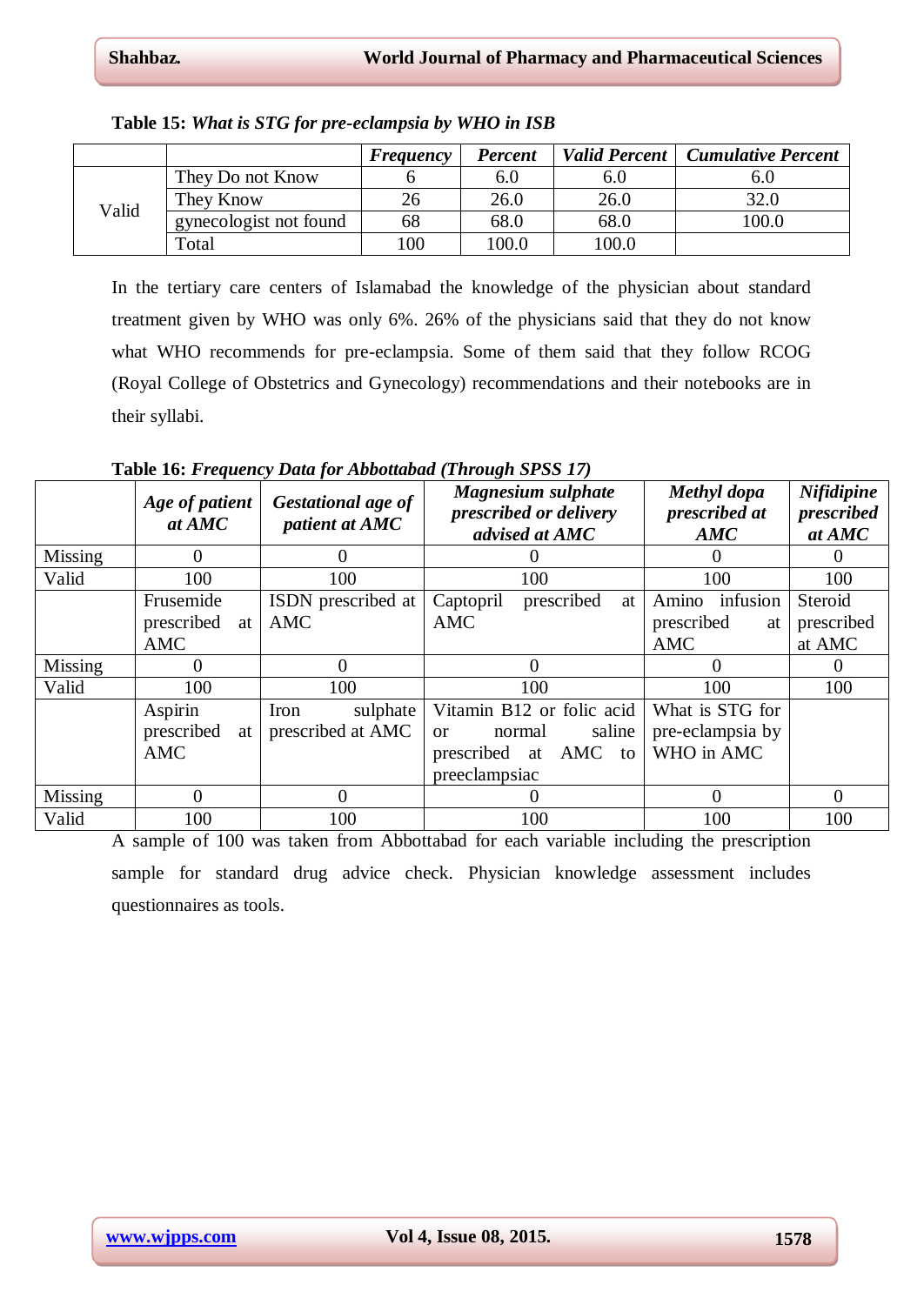**Table 15:** ***What is STG for pre-eclampsia by WHO in ISB***

| | | *Frequency* | *Percent* | *Valid Percent* | *Cumulative Percent* |
|---|---|---|---|---|---|
| Valid | They Do not Know | 6 | 6.0 | 6.0 | 6.0 |
| | They Know | 26 | 26.0 | 26.0 | 32.0 |
| | gynecologist not found | 68 | 68.0 | 68.0 | 100.0 |
| | Total | 100 | 100.0 | 100.0 | |

In the tertiary care centers of Islamabad the knowledge of the physician about standard treatment given by WHO was only 6%. 26% of the physicians said that they do not know what WHO recommends for pre-eclampsia. Some of them said that they follow RCOG (Royal College of Obstetrics and Gynecology) recommendations and their notebooks are in their syllabi.

**Table 16:** ***Frequency Data for Abbottabad (Through SPSS 17)***

| | *Age of patient at AMC* | *Gestational age of patient at AMC* | *Magnesium sulphate prescribed or delivery advised at AMC* | *Methyl dopa prescribed at AMC* | *Nifidipine prescribed at AMC* |
|---|---|---|---|---|---|
| Missing | 0 | 0 | 0 | 0 | 0 |
| Valid | 100 | 100 | 100 | 100 | 100 |
| | Frusemide prescribed at AMC | ISDN prescribed at AMC | Captopril prescribed at AMC | Amino infusion prescribed at AMC | Steroid prescribed at AMC |
| Missing | 0 | 0 | 0 | 0 | 0 |
| Valid | 100 | 100 | 100 | 100 | 100 |
| | Aspirin prescribed at AMC | Iron sulphate prescribed at AMC | Vitamin B12 or folic acid or normal saline prescribed at AMC to preeclampsiac | What is STG for pre-eclampsia by WHO in AMC | |
| Missing | 0 | 0 | 0 | 0 | 0 |
| Valid | 100 | 100 | 100 | 100 | 100 |

A sample of 100 was taken from Abbottabad for each variable including the prescription sample for standard drug advice check. Physician knowledge assessment includes questionnaires as tools.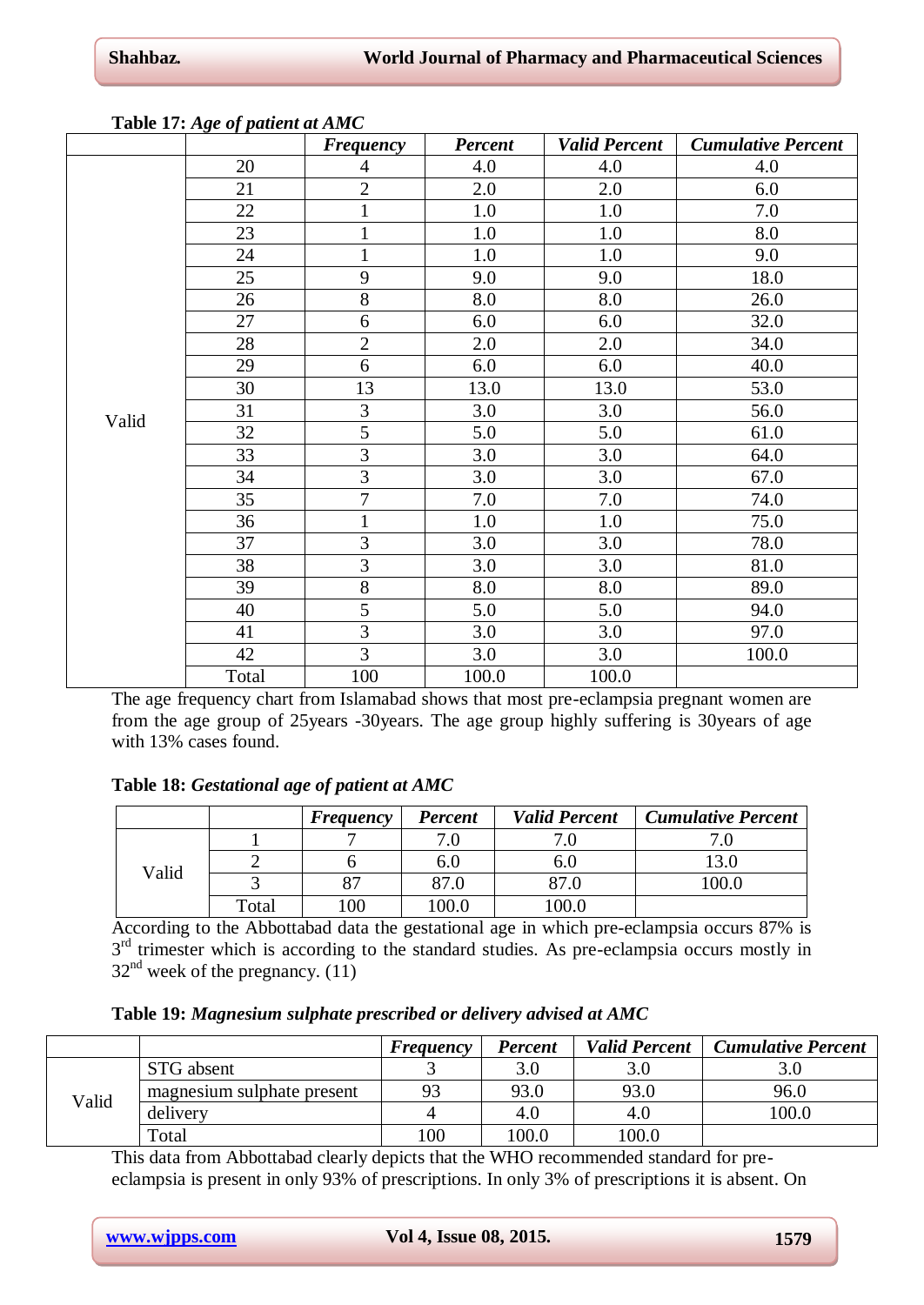**Table 17:** *Age of patient at AMC*

| | | *Frequency* | *Percent* | *Valid Percent* | *Cumulative Percent* |
|---|---|---|---|---|---|
| Valid | 20 | 4 | 4.0 | 4.0 | 4.0 |
| | 21 | 2 | 2.0 | 2.0 | 6.0 |
| | 22 | 1 | 1.0 | 1.0 | 7.0 |
| | 23 | 1 | 1.0 | 1.0 | 8.0 |
| | 24 | 1 | 1.0 | 1.0 | 9.0 |
| | 25 | 9 | 9.0 | 9.0 | 18.0 |
| | 26 | 8 | 8.0 | 8.0 | 26.0 |
| | 27 | 6 | 6.0 | 6.0 | 32.0 |
| | 28 | 2 | 2.0 | 2.0 | 34.0 |
| | 29 | 6 | 6.0 | 6.0 | 40.0 |
| | 30 | 13 | 13.0 | 13.0 | 53.0 |
| | 31 | 3 | 3.0 | 3.0 | 56.0 |
| | 32 | 5 | 5.0 | 5.0 | 61.0 |
| | 33 | 3 | 3.0 | 3.0 | 64.0 |
| | 34 | 3 | 3.0 | 3.0 | 67.0 |
| | 35 | 7 | 7.0 | 7.0 | 74.0 |
| | 36 | 1 | 1.0 | 1.0 | 75.0 |
| | 37 | 3 | 3.0 | 3.0 | 78.0 |
| | 38 | 3 | 3.0 | 3.0 | 81.0 |
| | 39 | 8 | 8.0 | 8.0 | 89.0 |
| | 40 | 5 | 5.0 | 5.0 | 94.0 |
| | 41 | 3 | 3.0 | 3.0 | 97.0 |
| | 42 | 3 | 3.0 | 3.0 | 100.0 |
| | Total | 100 | 100.0 | 100.0 | |

The age frequency chart from Islamabad shows that most pre-eclampsia pregnant women are from the age group of 25years -30years. The age group highly suffering is 30years of age with 13% cases found.

**Table 18:** ***Gestational age of patient at AMC***

| | | *Frequency* | *Percent* | *Valid Percent* | *Cumulative Percent* |
|---|---|---|---|---|---|
| Valid | 1 | 7 | 7.0 | 7.0 | 7.0 |
| | 2 | 6 | 6.0 | 6.0 | 13.0 |
| | 3 | 87 | 87.0 | 87.0 | 100.0 |
| | Total | 100 | 100.0 | 100.0 | |

According to the Abbottabad data the gestational age in which pre-eclampsia occurs 87% is 3rd trimester which is according to the standard studies. As pre-eclampsia occurs mostly in 32nd week of the pregnancy. (11)

**Table 19:** ***Magnesium sulphate prescribed or delivery advised at AMC***

| | | *Frequency* | *Percent* | *Valid Percent* | *Cumulative Percent* |
|---|---|---|---|---|---|
| Valid | STG absent | 3 | 3.0 | 3.0 | 3.0 |
| | magnesium sulphate present | 93 | 93.0 | 93.0 | 96.0 |
| | delivery | 4 | 4.0 | 4.0 | 100.0 |
| | Total | 100 | 100.0 | 100.0 | |

This data from Abbottabad clearly depicts that the WHO recommended standard for pre-eclampsia is present in only 93% of prescriptions. In only 3% of prescriptions it is absent. On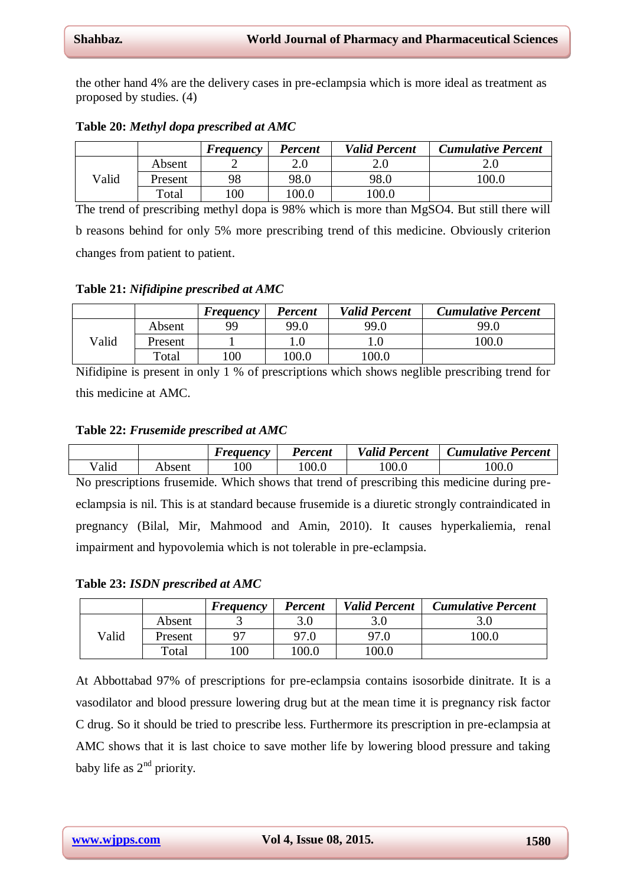the other hand 4% are the delivery cases in pre-eclampsia which is more ideal as treatment as proposed by studies. (4)

**Table 20:** ***Methyl dopa prescribed at AMC***

| | | *Frequency* | *Percent* | *Valid Percent* | *Cumulative Percent* |
|---|---|---|---|---|---|
| Valid | Absent | 2 | 2.0 | 2.0 | 2.0 |
| | Present | 98 | 98.0 | 98.0 | 100.0 |
| | Total | 100 | 100.0 | 100.0 | |

The trend of prescribing methyl dopa is 98% which is more than MgSO4. But still there will b reasons behind for only 5% more prescribing trend of this medicine. Obviously criterion changes from patient to patient.

**Table 21:** ***Nifidipine prescribed at AMC***

| | | *Frequency* | *Percent* | *Valid Percent* | *Cumulative Percent* |
|---|---|---|---|---|---|
| Valid | Absent | 99 | 99.0 | 99.0 | 99.0 |
| | Present | 1 | 1.0 | 1.0 | 100.0 |
| | Total | 100 | 100.0 | 100.0 | |

Nifidipine is present in only 1 % of prescriptions which shows neglible prescribing trend for this medicine at AMC.

**Table 22:** ***Frusemide prescribed at AMC***

| | | *Frequency* | *Percent* | *Valid Percent* | *Cumulative Percent* |
|---|---|---|---|---|---|
| Valid | Absent | 100 | 100.0 | 100.0 | 100.0 |

No prescriptions frusemide. Which shows that trend of prescribing this medicine during pre-eclampsia is nil. This is at standard because frusemide is a diuretic strongly contraindicated in pregnancy (Bilal, Mir, Mahmood and Amin, 2010). It causes hyperkaliemia, renal impairment and hypovolemia which is not tolerable in pre-eclampsia.

**Table 23:** ***ISDN prescribed at AMC***

| | | *Frequency* | *Percent* | *Valid Percent* | *Cumulative Percent* |
|---|---|---|---|---|---|
| Valid | Absent | 3 | 3.0 | 3.0 | 3.0 |
| | Present | 97 | 97.0 | 97.0 | 100.0 |
| | Total | 100 | 100.0 | 100.0 | |

At Abbottabad 97% of prescriptions for pre-eclampsia contains isosorbide dinitrate. It is a vasodilator and blood pressure lowering drug but at the mean time it is pregnancy risk factor C drug. So it should be tried to prescribe less. Furthermore its prescription in pre-eclampsia at AMC shows that it is last choice to save mother life by lowering blood pressure and taking baby life as 2nd priority.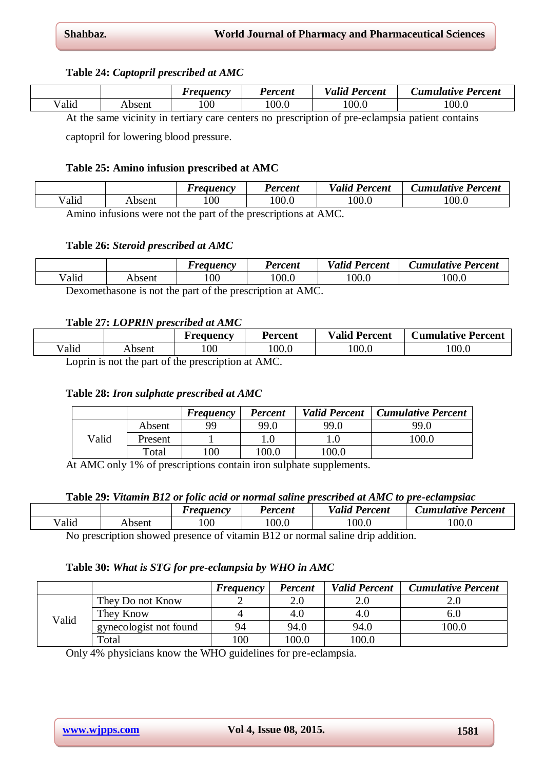**Table 24:** ***Captopril prescribed at AMC***

| | | *Frequency* | *Percent* | *Valid Percent* | *Cumulative Percent* |
|---|---|---|---|---|---|
| Valid | Absent | 100 | 100.0 | 100.0 | 100.0 |

At the same vicinity in tertiary care centers no prescription of pre-eclampsia patient contains captopril for lowering blood pressure.

**Table 25: Amino infusion prescribed at AMC**

| | | *Frequency* | *Percent* | *Valid Percent* | *Cumulative Percent* |
|---|---|---|---|---|---|
| Valid | Absent | 100 | 100.0 | 100.0 | 100.0 |

Amino infusions were not the part of the prescriptions at AMC.

**Table 26:** ***Steroid prescribed at AMC***

| | | *Frequency* | *Percent* | *Valid Percent* | *Cumulative Percent* |
|---|---|---|---|---|---|
| Valid | Absent | 100 | 100.0 | 100.0 | 100.0 |

Dexomethasone is not the part of the prescription at AMC.

**Table 27:** ***LOPRIN prescribed at AMC***

| | | **Frequency** | **Percent** | **Valid Percent** | **Cumulative Percent** |
|---|---|---|---|---|---|
| Valid | Absent | 100 | 100.0 | 100.0 | 100.0 |

Loprin is not the part of the prescription at AMC.

**Table 28:** ***Iron sulphate prescribed at AMC***

| | | *Frequency* | *Percent* | *Valid Percent* | *Cumulative Percent* |
|---|---|---|---|---|---|
| Valid | Absent | 99 | 99.0 | 99.0 | 99.0 |
| | Present | 1 | 1.0 | 1.0 | 100.0 |
| | Total | 100 | 100.0 | 100.0 | |

At AMC only 1% of prescriptions contain iron sulphate supplements.

**Table 29:** ***Vitamin B12 or folic acid or normal saline prescribed at AMC to pre-eclampsiac***

| | | *Frequency* | *Percent* | *Valid Percent* | *Cumulative Percent* |
|---|---|---|---|---|---|
| Valid | Absent | 100 | 100.0 | 100.0 | 100.0 |

No prescription showed presence of vitamin B12 or normal saline drip addition.

**Table 30:** ***What is STG for pre-eclampsia by WHO in AMC***

| | | *Frequency* | *Percent* | *Valid Percent* | *Cumulative Percent* |
|---|---|---|---|---|---|
| Valid | They Do not Know | 2 | 2.0 | 2.0 | 2.0 |
| | They Know | 4 | 4.0 | 4.0 | 6.0 |
| | gynecologist not found | 94 | 94.0 | 94.0 | 100.0 |
| | Total | 100 | 100.0 | 100.0 | |

Only 4% physicians know the WHO guidelines for pre-eclampsia.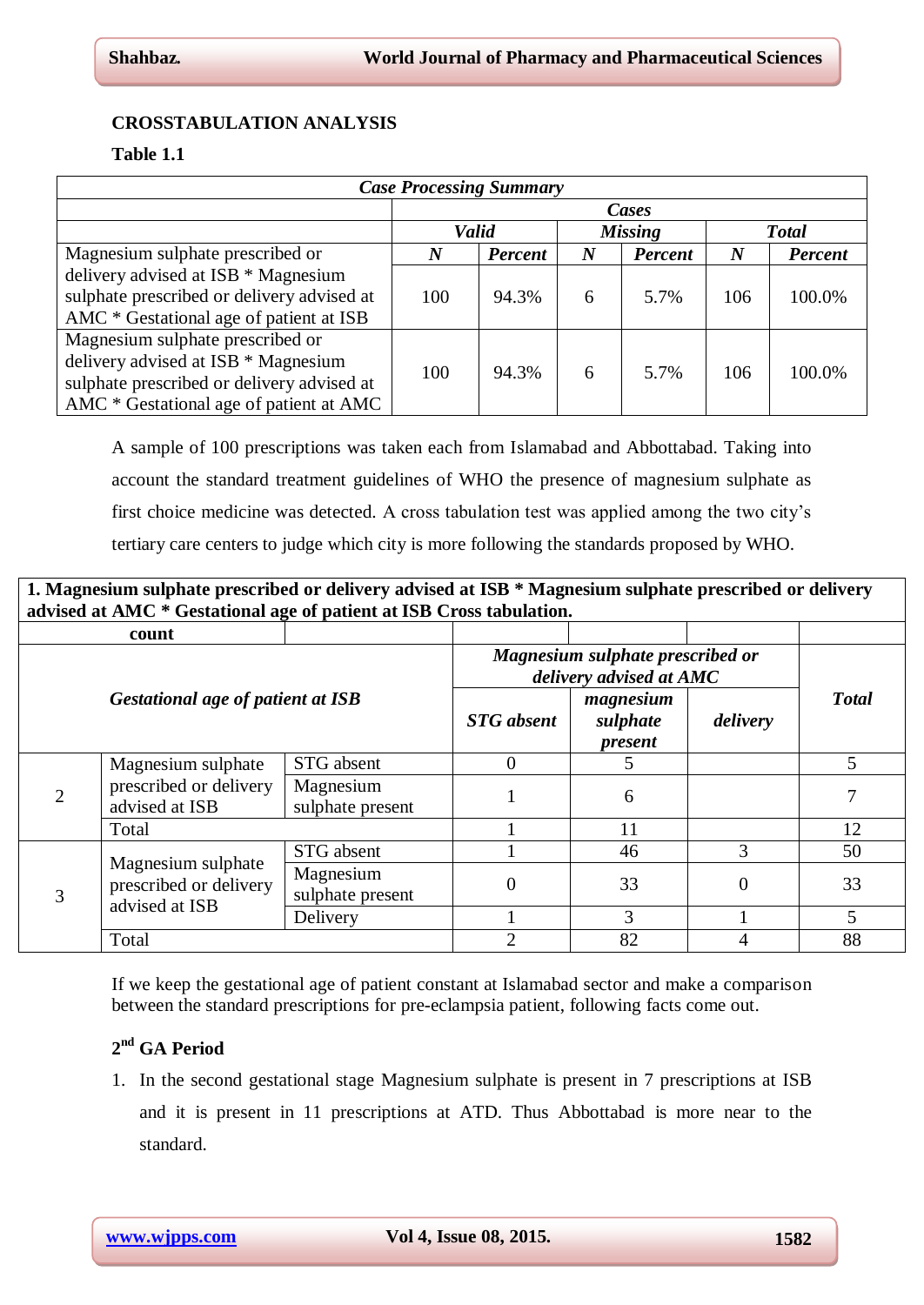## CROSSTABULATION ANALYSIS

**Table 1.1**

| *Case Processing Summary* | | | | | | |
|---|---|---|---|---|---|---|
| | *Cases* | | | | | |
| | *Valid* | | *Missing* | | *Total* | |
| | *N* | *Percent* | *N* | *Percent* | *N* | *Percent* |
| Magnesium sulphate prescribed or delivery advised at ISB * Magnesium sulphate prescribed or delivery advised at AMC * Gestational age of patient at ISB | 100 | 94.3% | 6 | 5.7% | 106 | 100.0% |
| Magnesium sulphate prescribed or delivery advised at ISB * Magnesium sulphate prescribed or delivery advised at AMC * Gestational age of patient at AMC | 100 | 94.3% | 6 | 5.7% | 106 | 100.0% |

A sample of 100 prescriptions was taken each from Islamabad and Abbottabad. Taking into account the standard treatment guidelines of WHO the presence of magnesium sulphate as first choice medicine was detected. A cross tabulation test was applied among the two city's tertiary care centers to judge which city is more following the standards proposed by WHO.

**1. Magnesium sulphate prescribed or delivery advised at ISB * Magnesium sulphate prescribed or delivery advised at AMC * Gestational age of patient at ISB Cross tabulation.**

| count | | | | | | |
|---|---|---|---|---|---|---|
| *Gestational age of patient at ISB* | | | *Magnesium sulphate prescribed or delivery advised at AMC* | | | *Total* |
| | | | *STG absent* | *magnesium sulphate present* | *delivery* | |
| 2 | Magnesium sulphate prescribed or delivery advised at ISB | STG absent | 0 | 5 | | 5 |
| | | Magnesium sulphate present | 1 | 6 | | 7 |
| | Total | | 1 | 11 | | 12 |
| 3 | Magnesium sulphate prescribed or delivery advised at ISB | STG absent | 1 | 46 | 3 | 50 |
| | | Magnesium sulphate present | 0 | 33 | 0 | 33 |
| | | Delivery | 1 | 3 | 1 | 5 |
| | Total | | 2 | 82 | 4 | 88 |

If we keep the gestational age of patient constant at Islamabad sector and make a comparison between the standard prescriptions for pre-eclampsia patient, following facts come out.

### 2nd GA Period

1. In the second gestational stage Magnesium sulphate is present in 7 prescriptions at ISB and it is present in 11 prescriptions at ATD. Thus Abbottabad is more near to the standard.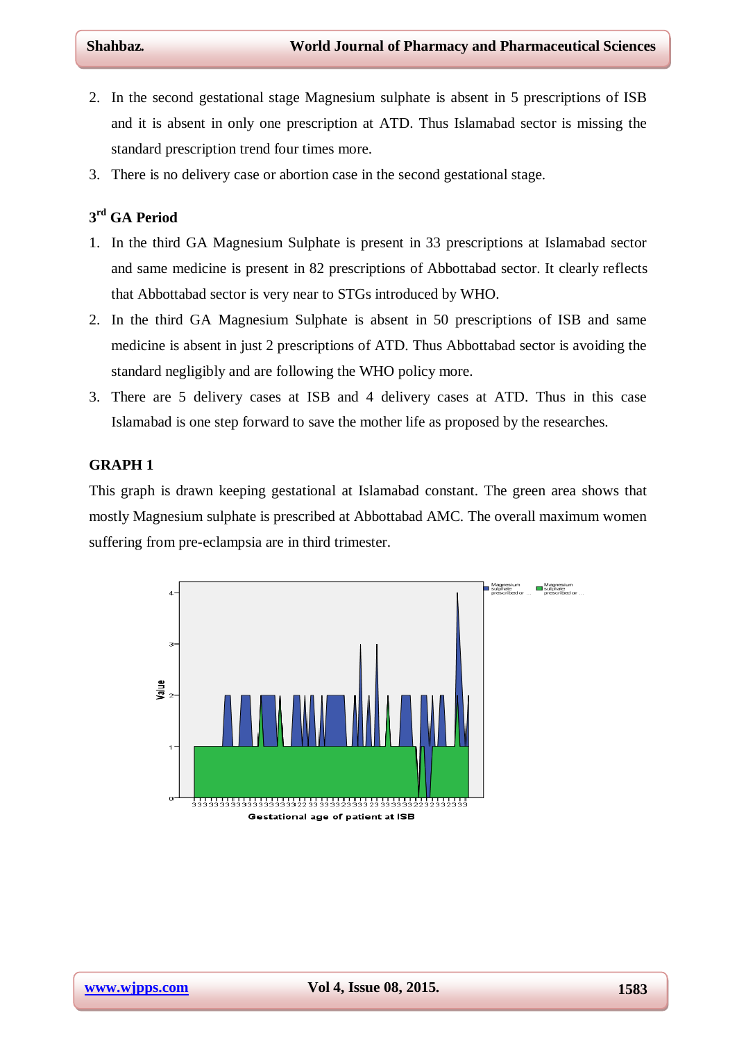2. In the second gestational stage Magnesium sulphate is absent in 5 prescriptions of ISB and it is absent in only one prescription at ATD. Thus Islamabad sector is missing the standard prescription trend four times more.
3. There is no delivery case or abortion case in the second gestational stage.

### 3rd GA Period

1. In the third GA Magnesium Sulphate is present in 33 prescriptions at Islamabad sector and same medicine is present in 82 prescriptions of Abbottabad sector. It clearly reflects that Abbottabad sector is very near to STGs introduced by WHO.
2. In the third GA Magnesium Sulphate is absent in 50 prescriptions of ISB and same medicine is absent in just 2 prescriptions of ATD. Thus Abbottabad sector is avoiding the standard negligibly and are following the WHO policy more.
3. There are 5 delivery cases at ISB and 4 delivery cases at ATD. Thus in this case Islamabad is one step forward to save the mother life as proposed by the researches.

### GRAPH 1

This graph is drawn keeping gestational at Islamabad constant. The green area shows that mostly Magnesium sulphate is prescribed at Abbottabad AMC. The overall maximum women suffering from pre-eclampsia are in third trimester.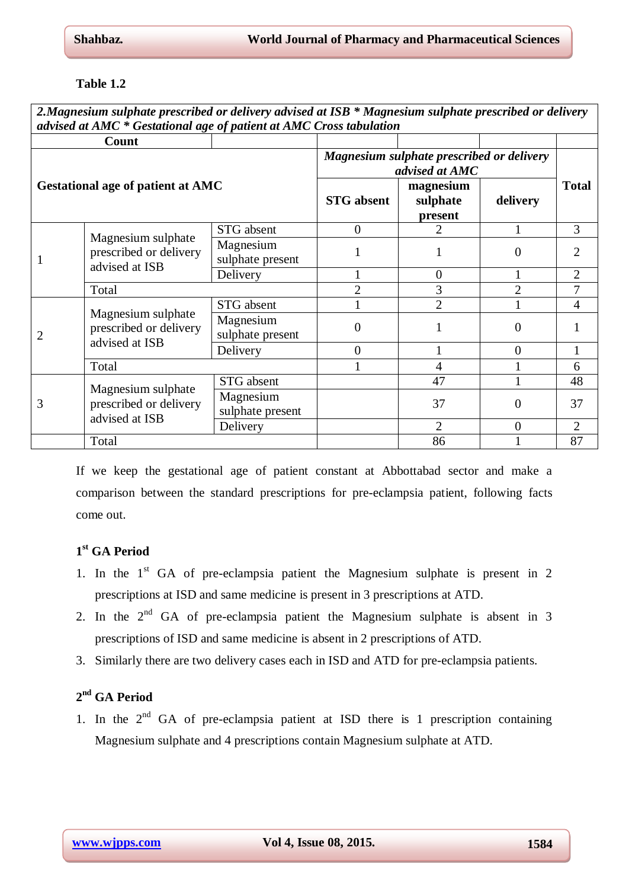**Table 1.2**

| *2.Magnesium sulphate prescribed or delivery advised at ISB * Magnesium sulphate prescribed or delivery advised at AMC * Gestational age of patient at AMC Cross tabulation* | | | | | | |
|---|---|---|---|---|---|---|
| **Count** | | | | | | |
| **Gestational age of patient at AMC** | | | *Magnesium sulphate prescribed or delivery advised at AMC* | | | **Total** |
| | | | **STG absent** | **magnesium sulphate present** | **delivery** | |
| 1 | Magnesium sulphate prescribed or delivery advised at ISB | STG absent | 0 | 2 | 1 | 3 |
| | | Magnesium sulphate present | 1 | 1 | 0 | 2 |
| | | Delivery | 1 | 0 | 1 | 2 |
| | Total | | 2 | 3 | 2 | 7 |
| 2 | Magnesium sulphate prescribed or delivery advised at ISB | STG absent | 1 | 2 | 1 | 4 |
| | | Magnesium sulphate present | 0 | 1 | 0 | 1 |
| | | Delivery | 0 | 1 | 0 | 1 |
| | Total | | 1 | 4 | 1 | 6 |
| 3 | Magnesium sulphate prescribed or delivery advised at ISB | STG absent | | 47 | 1 | 48 |
| | | Magnesium sulphate present | | 37 | 0 | 37 |
| | | Delivery | | 2 | 0 | 2 |
| | Total | | | 86 | 1 | 87 |

If we keep the gestational age of patient constant at Abbottabad sector and make a comparison between the standard prescriptions for pre-eclampsia patient, following facts come out.

### 1st GA Period

1. In the 1st GA of pre-eclampsia patient the Magnesium sulphate is present in 2 prescriptions at ISD and same medicine is present in 3 prescriptions at ATD.
2. In the 2nd GA of pre-eclampsia patient the Magnesium sulphate is absent in 3 prescriptions of ISD and same medicine is absent in 2 prescriptions of ATD.
3. Similarly there are two delivery cases each in ISD and ATD for pre-eclampsia patients.

### 2nd GA Period

1. In the 2nd GA of pre-eclampsia patient at ISD there is 1 prescription containing Magnesium sulphate and 4 prescriptions contain Magnesium sulphate at ATD.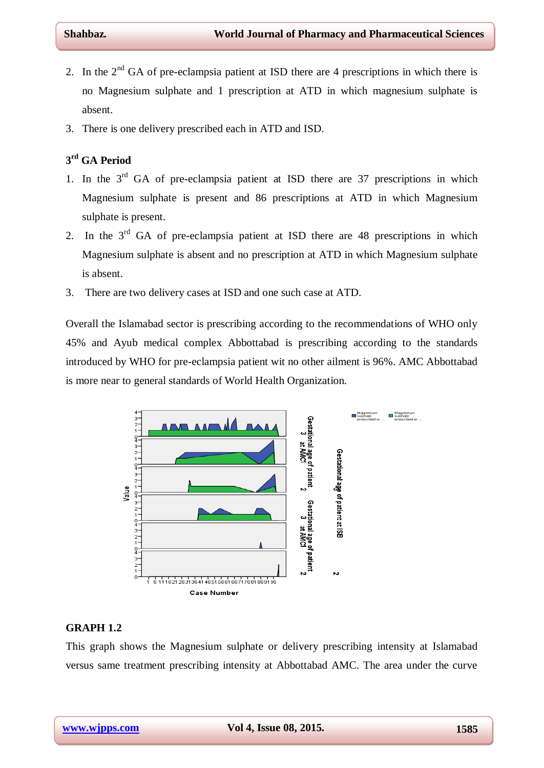2. In the 2nd GA of pre-eclampsia patient at ISD there are 4 prescriptions in which there is no Magnesium sulphate and 1 prescription at ATD in which magnesium sulphate is absent.
3. There is one delivery prescribed each in ATD and ISD.

### 3rd GA Period

1. In the 3rd GA of pre-eclampsia patient at ISD there are 37 prescriptions in which Magnesium sulphate is present and 86 prescriptions at ATD in which Magnesium sulphate is present.
2. In the 3rd GA of pre-eclampsia patient at ISD there are 48 prescriptions in which Magnesium sulphate is absent and no prescription at ATD in which Magnesium sulphate is absent.
3. There are two delivery cases at ISD and one such case at ATD.

Overall the Islamabad sector is prescribing according to the recommendations of WHO only 45% and Ayub medical complex Abbottabad is prescribing according to the standards introduced by WHO for pre-eclampsia patient wit no other ailment is 96%. AMC Abbottabad is more near to general standards of World Health Organization.

### GRAPH 1.2

This graph shows the Magnesium sulphate or delivery prescribing intensity at Islamabad versus same treatment prescribing intensity at Abbottabad AMC. The area under the curve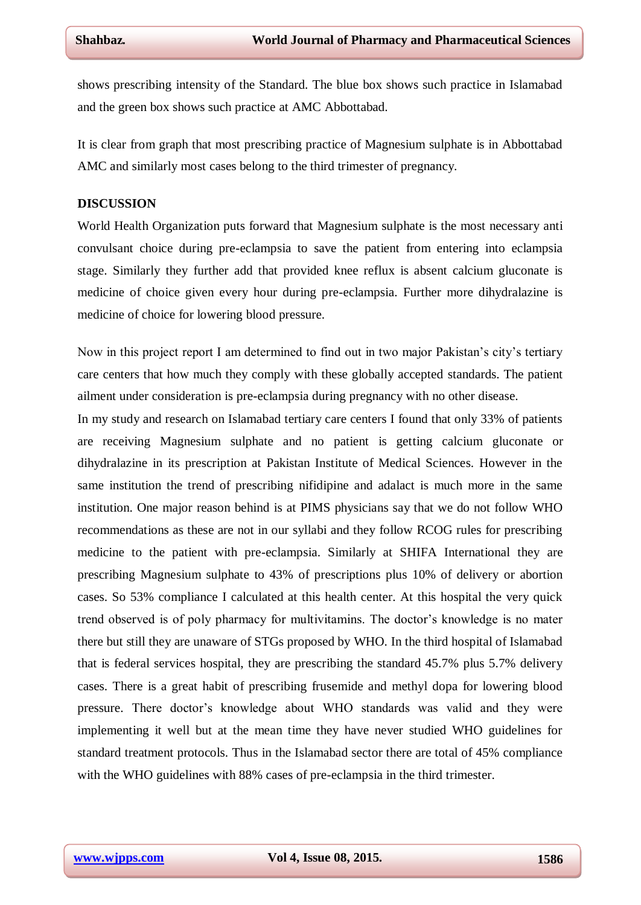shows prescribing intensity of the Standard. The blue box shows such practice in Islamabad and the green box shows such practice at AMC Abbottabad.

It is clear from graph that most prescribing practice of Magnesium sulphate is in Abbottabad AMC and similarly most cases belong to the third trimester of pregnancy.

## DISCUSSION

World Health Organization puts forward that Magnesium sulphate is the most necessary anti convulsant choice during pre-eclampsia to save the patient from entering into eclampsia stage. Similarly they further add that provided knee reflux is absent calcium gluconate is medicine of choice given every hour during pre-eclampsia. Further more dihydralazine is medicine of choice for lowering blood pressure.

Now in this project report I am determined to find out in two major Pakistan's city's tertiary care centers that how much they comply with these globally accepted standards. The patient ailment under consideration is pre-eclampsia during pregnancy with no other disease.

In my study and research on Islamabad tertiary care centers I found that only 33% of patients are receiving Magnesium sulphate and no patient is getting calcium gluconate or dihydralazine in its prescription at Pakistan Institute of Medical Sciences. However in the same institution the trend of prescribing nifidipine and adalact is much more in the same institution. One major reason behind is at PIMS physicians say that we do not follow WHO recommendations as these are not in our syllabi and they follow RCOG rules for prescribing medicine to the patient with pre-eclampsia. Similarly at SHIFA International they are prescribing Magnesium sulphate to 43% of prescriptions plus 10% of delivery or abortion cases. So 53% compliance I calculated at this health center. At this hospital the very quick trend observed is of poly pharmacy for multivitamins. The doctor's knowledge is no mater there but still they are unaware of STGs proposed by WHO. In the third hospital of Islamabad that is federal services hospital, they are prescribing the standard 45.7% plus 5.7% delivery cases. There is a great habit of prescribing frusemide and methyl dopa for lowering blood pressure. There doctor's knowledge about WHO standards was valid and they were implementing it well but at the mean time they have never studied WHO guidelines for standard treatment protocols. Thus in the Islamabad sector there are total of 45% compliance with the WHO guidelines with 88% cases of pre-eclampsia in the third trimester.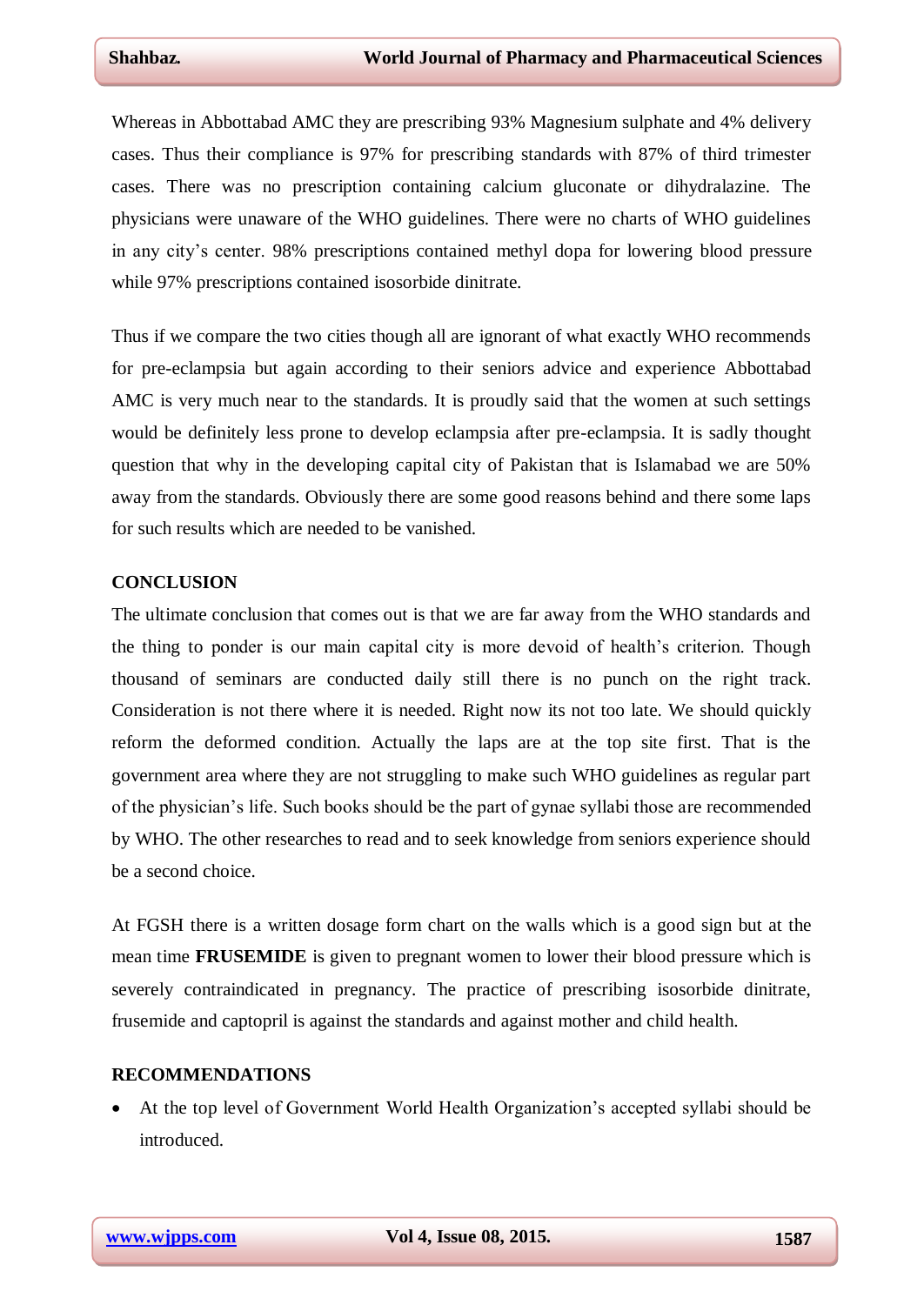Whereas in Abbottabad AMC they are prescribing 93% Magnesium sulphate and 4% delivery cases. Thus their compliance is 97% for prescribing standards with 87% of third trimester cases. There was no prescription containing calcium gluconate or dihydralazine. The physicians were unaware of the WHO guidelines. There were no charts of WHO guidelines in any city's center. 98% prescriptions contained methyl dopa for lowering blood pressure while 97% prescriptions contained isosorbide dinitrate.

Thus if we compare the two cities though all are ignorant of what exactly WHO recommends for pre-eclampsia but again according to their seniors advice and experience Abbottabad AMC is very much near to the standards. It is proudly said that the women at such settings would be definitely less prone to develop eclampsia after pre-eclampsia. It is sadly thought question that why in the developing capital city of Pakistan that is Islamabad we are 50% away from the standards. Obviously there are some good reasons behind and there some laps for such results which are needed to be vanished.

## CONCLUSION

The ultimate conclusion that comes out is that we are far away from the WHO standards and the thing to ponder is our main capital city is more devoid of health's criterion. Though thousand of seminars are conducted daily still there is no punch on the right track. Consideration is not there where it is needed. Right now its not too late. We should quickly reform the deformed condition. Actually the laps are at the top site first. That is the government area where they are not struggling to make such WHO guidelines as regular part of the physician's life. Such books should be the part of gynae syllabi those are recommended by WHO. The other researches to read and to seek knowledge from seniors experience should be a second choice.

At FGSH there is a written dosage form chart on the walls which is a good sign but at the mean time **FRUSEMIDE** is given to pregnant women to lower their blood pressure which is severely contraindicated in pregnancy. The practice of prescribing isosorbide dinitrate, frusemide and captopril is against the standards and against mother and child health.

## RECOMMENDATIONS

- At the top level of Government World Health Organization's accepted syllabi should be introduced.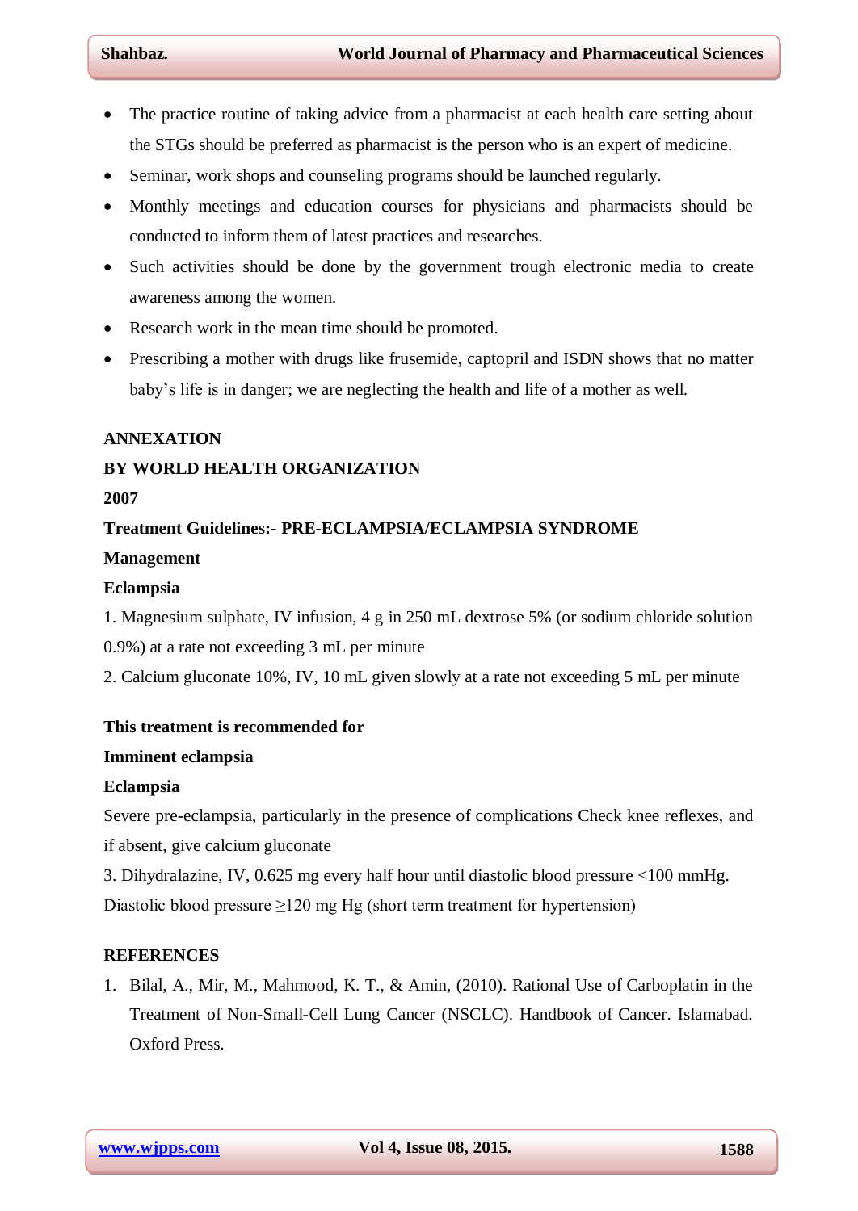- The practice routine of taking advice from a pharmacist at each health care setting about the STGs should be preferred as pharmacist is the person who is an expert of medicine.
- Seminar, work shops and counseling programs should be launched regularly.
- Monthly meetings and education courses for physicians and pharmacists should be conducted to inform them of latest practices and researches.
- Such activities should be done by the government trough electronic media to create awareness among the women.
- Research work in the mean time should be promoted.
- Prescribing a mother with drugs like frusemide, captopril and ISDN shows that no matter baby's life is in danger; we are neglecting the health and life of a mother as well.

**ANNEXATION**

**BY WORLD HEALTH ORGANIZATION**

**2007**

**Treatment Guidelines:- PRE-ECLAMPSIA/ECLAMPSIA SYNDROME**

**Management**

**Eclampsia**

1. Magnesium sulphate, IV infusion, 4 g in 250 mL dextrose 5% (or sodium chloride solution 0.9%) at a rate not exceeding 3 mL per minute
2. Calcium gluconate 10%, IV, 10 mL given slowly at a rate not exceeding 5 mL per minute

**This treatment is recommended for**

**Imminent eclampsia**

**Eclampsia**

Severe pre-eclampsia, particularly in the presence of complications Check knee reflexes, and if absent, give calcium gluconate

3. Dihydralazine, IV, 0.625 mg every half hour until diastolic blood pressure <100 mmHg. Diastolic blood pressure ≥120 mg Hg (short term treatment for hypertension)

## REFERENCES

1. Bilal, A., Mir, M., Mahmood, K. T., & Amin, (2010). Rational Use of Carboplatin in the Treatment of Non-Small-Cell Lung Cancer (NSCLC). Handbook of Cancer. Islamabad. Oxford Press.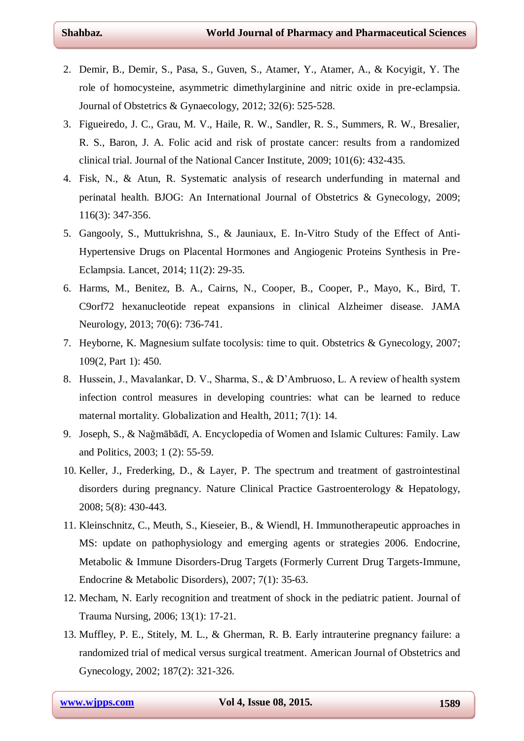2. Demir, B., Demir, S., Pasa, S., Guven, S., Atamer, Y., Atamer, A., & Kocyigit, Y. The role of homocysteine, asymmetric dimethylarginine and nitric oxide in pre-eclampsia. Journal of Obstetrics & Gynaecology, 2012; 32(6): 525-528.
3. Figueiredo, J. C., Grau, M. V., Haile, R. W., Sandler, R. S., Summers, R. W., Bresalier, R. S., Baron, J. A. Folic acid and risk of prostate cancer: results from a randomized clinical trial. Journal of the National Cancer Institute, 2009; 101(6): 432-435.
4. Fisk, N., & Atun, R. Systematic analysis of research underfunding in maternal and perinatal health. BJOG: An International Journal of Obstetrics & Gynecology, 2009; 116(3): 347-356.
5. Gangooly, S., Muttukrishna, S., & Jauniaux, E. In-Vitro Study of the Effect of Anti-Hypertensive Drugs on Placental Hormones and Angiogenic Proteins Synthesis in Pre-Eclampsia. Lancet, 2014; 11(2): 29-35.
6. Harms, M., Benitez, B. A., Cairns, N., Cooper, B., Cooper, P., Mayo, K., Bird, T. C9orf72 hexanucleotide repeat expansions in clinical Alzheimer disease. JAMA Neurology, 2013; 70(6): 736-741.
7. Heyborne, K. Magnesium sulfate tocolysis: time to quit. Obstetrics & Gynecology, 2007; 109(2, Part 1): 450.
8. Hussein, J., Mavalankar, D. V., Sharma, S., & D'Ambruoso, L. A review of health system infection control measures in developing countries: what can be learned to reduce maternal mortality. Globalization and Health, 2011; 7(1): 14.
9. Joseph, S., & Nağmābādī, A. Encyclopedia of Women and Islamic Cultures: Family. Law and Politics, 2003; 1 (2): 55-59.
10. Keller, J., Frederking, D., & Layer, P. The spectrum and treatment of gastrointestinal disorders during pregnancy. Nature Clinical Practice Gastroenterology & Hepatology, 2008; 5(8): 430-443.
11. Kleinschnitz, C., Meuth, S., Kieseier, B., & Wiendl, H. Immunotherapeutic approaches in MS: update on pathophysiology and emerging agents or strategies 2006. Endocrine, Metabolic & Immune Disorders-Drug Targets (Formerly Current Drug Targets-Immune, Endocrine & Metabolic Disorders), 2007; 7(1): 35-63.
12. Mecham, N. Early recognition and treatment of shock in the pediatric patient. Journal of Trauma Nursing, 2006; 13(1): 17-21.
13. Muffley, P. E., Stitely, M. L., & Gherman, R. B. Early intrauterine pregnancy failure: a randomized trial of medical versus surgical treatment. American Journal of Obstetrics and Gynecology, 2002; 187(2): 321-326.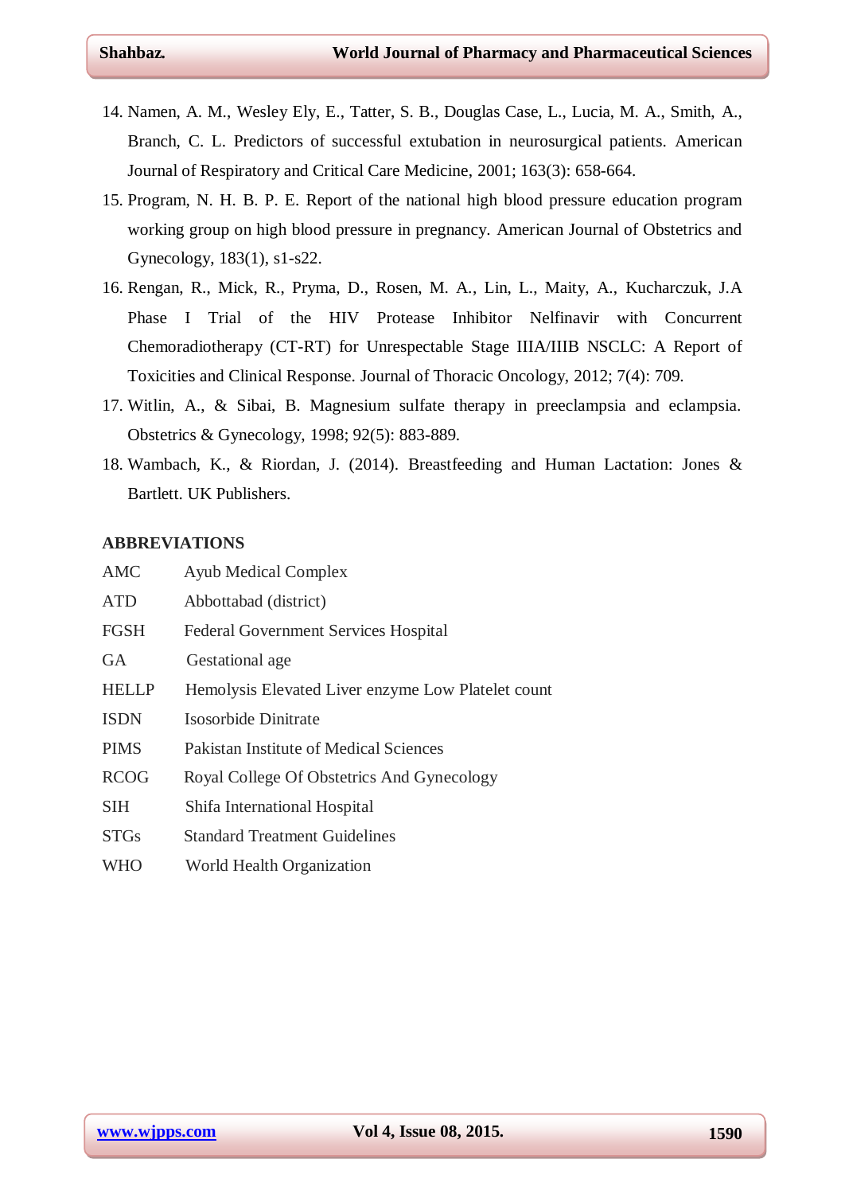14. Namen, A. M., Wesley Ely, E., Tatter, S. B., Douglas Case, L., Lucia, M. A., Smith, A., Branch, C. L. Predictors of successful extubation in neurosurgical patients. American Journal of Respiratory and Critical Care Medicine, 2001; 163(3): 658-664.
15. Program, N. H. B. P. E. Report of the national high blood pressure education program working group on high blood pressure in pregnancy. American Journal of Obstetrics and Gynecology, 183(1), s1-s22.
16. Rengan, R., Mick, R., Pryma, D., Rosen, M. A., Lin, L., Maity, A., Kucharczuk, J.A Phase I Trial of the HIV Protease Inhibitor Nelfinavir with Concurrent Chemoradiotherapy (CT-RT) for Unrespectable Stage IIIA/IIIB NSCLC: A Report of Toxicities and Clinical Response. Journal of Thoracic Oncology, 2012; 7(4): 709.
17. Witlin, A., & Sibai, B. Magnesium sulfate therapy in preeclampsia and eclampsia. Obstetrics & Gynecology, 1998; 92(5): 883-889.
18. Wambach, K., & Riordan, J. (2014). Breastfeeding and Human Lactation: Jones & Bartlett. UK Publishers.

## ABBREVIATIONS

| | |
|---|---|
| AMC | Ayub Medical Complex |
| ATD | Abbottabad (district) |
| FGSH | Federal Government Services Hospital |
| GA | Gestational age |
| HELLP | Hemolysis Elevated Liver enzyme Low Platelet count |
| ISDN | Isosorbide Dinitrate |
| PIMS | Pakistan Institute of Medical Sciences |
| RCOG | Royal College Of Obstetrics And Gynecology |
| SIH | Shifa International Hospital |
| STGs | Standard Treatment Guidelines |
| WHO | World Health Organization |